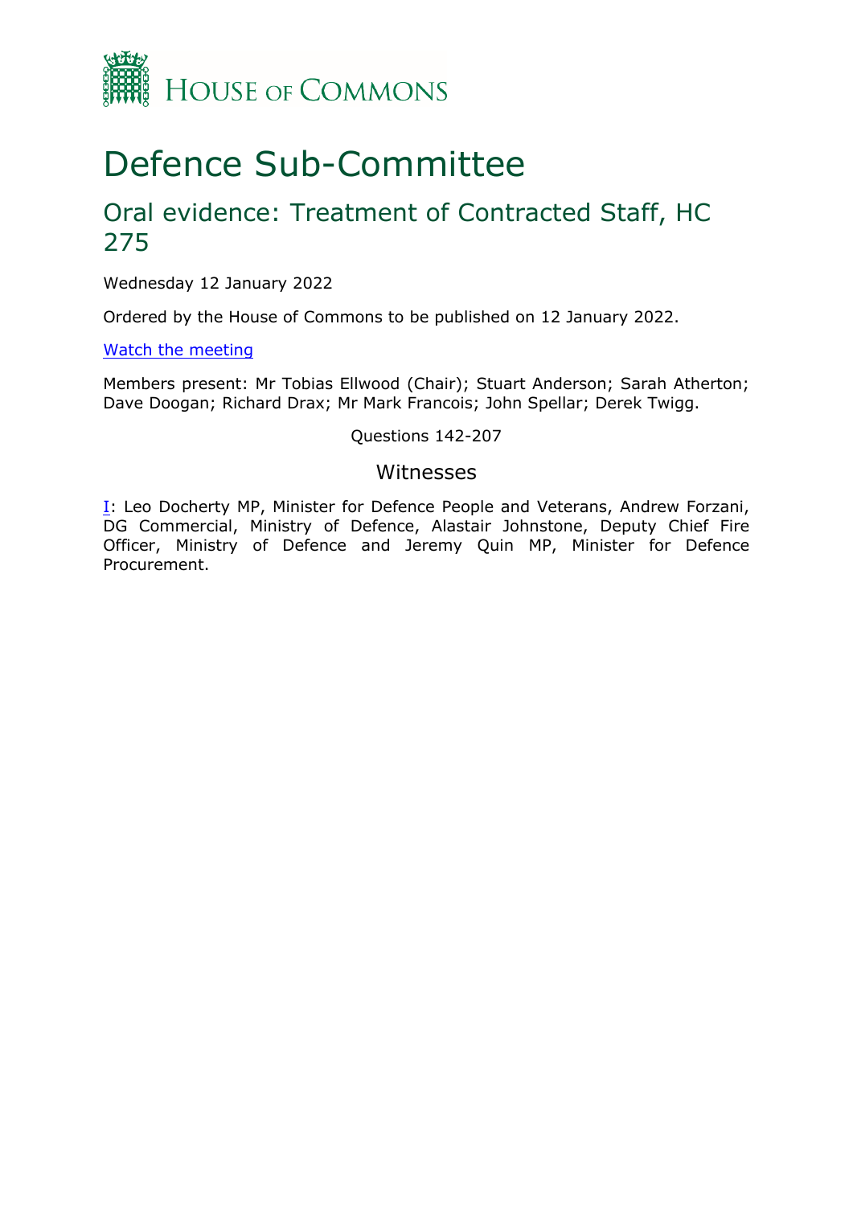HOUSE OF COMMONS

# Defence Sub-Committee

## Oral evidence: Treatment of Contracted Staff, HC 275

Wednesday 12 January 2022

Ordered by the House of Commons to be published on 12 January 2022.

[Watch the meeting]()

Members present: Mr Tobias Ellwood (Chair); Stuart Anderson; Sarah Atherton; Dave Doogan; Richard Drax; Mr Mark Francois; John Spellar; Derek Twigg.

Questions 142-207

### Witnesses

[I](): Leo Docherty MP, Minister for Defence People and Veterans, Andrew Forzani, DG Commercial, Ministry of Defence, Alastair Johnstone, Deputy Chief Fire Officer, Ministry of Defence and Jeremy Quin MP, Minister for Defence Procurement.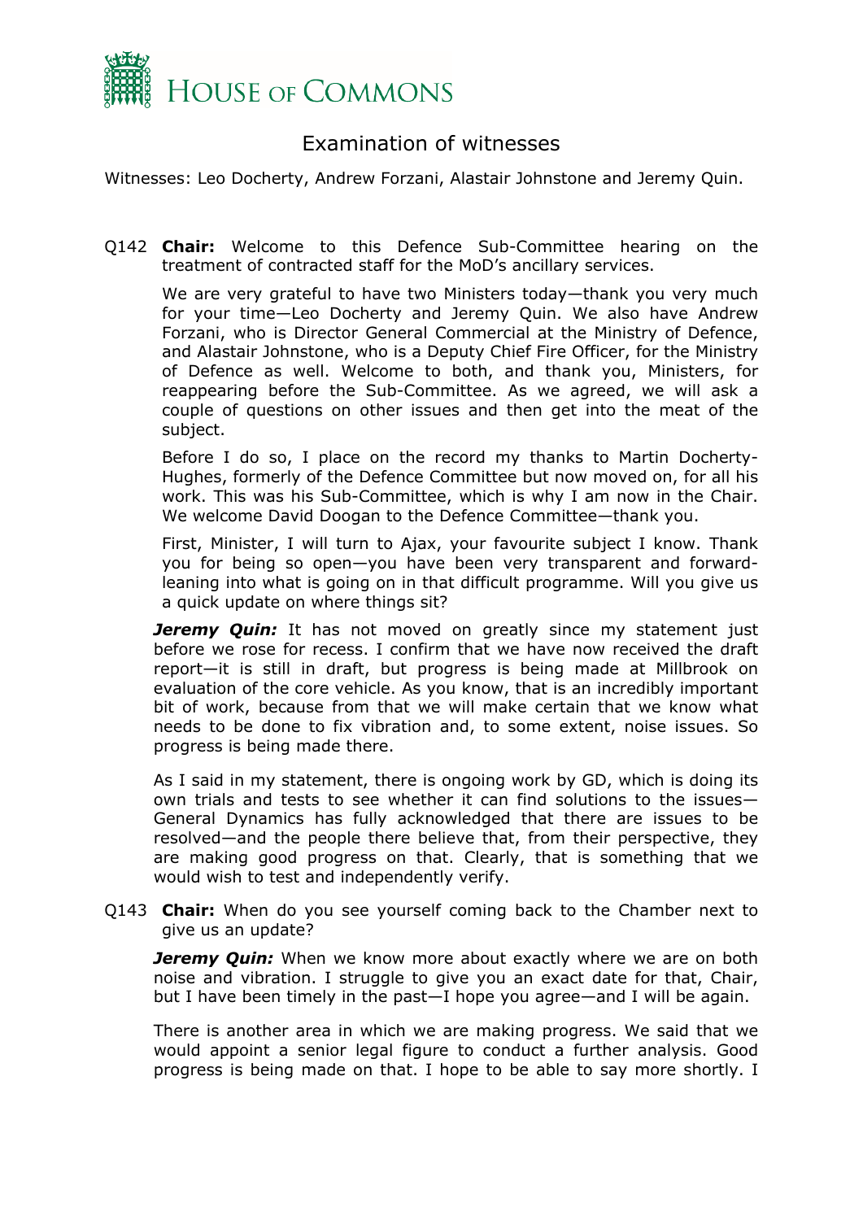# Examination of witnesses

Witnesses: Leo Docherty, Andrew Forzani, Alastair Johnstone and Jeremy Quin.

Q142 **Chair:** Welcome to this Defence Sub-Committee hearing on the treatment of contracted staff for the MoD's ancillary services.

We are very grateful to have two Ministers today—thank you very much for your time—Leo Docherty and Jeremy Quin. We also have Andrew Forzani, who is Director General Commercial at the Ministry of Defence, and Alastair Johnstone, who is a Deputy Chief Fire Officer, for the Ministry of Defence as well. Welcome to both, and thank you, Ministers, for reappearing before the Sub-Committee. As we agreed, we will ask a couple of questions on other issues and then get into the meat of the subject.

Before I do so, I place on the record my thanks to Martin Docherty-Hughes, formerly of the Defence Committee but now moved on, for all his work. This was his Sub-Committee, which is why I am now in the Chair. We welcome David Doogan to the Defence Committee—thank you.

First, Minister, I will turn to Ajax, your favourite subject I know. Thank you for being so open—you have been very transparent and forward-leaning into what is going on in that difficult programme. Will you give us a quick update on where things sit?

***Jeremy Quin:*** It has not moved on greatly since my statement just before we rose for recess. I confirm that we have now received the draft report—it is still in draft, but progress is being made at Millbrook on evaluation of the core vehicle. As you know, that is an incredibly important bit of work, because from that we will make certain that we know what needs to be done to fix vibration and, to some extent, noise issues. So progress is being made there.

As I said in my statement, there is ongoing work by GD, which is doing its own trials and tests to see whether it can find solutions to the issues—General Dynamics has fully acknowledged that there are issues to be resolved—and the people there believe that, from their perspective, they are making good progress on that. Clearly, that is something that we would wish to test and independently verify.

Q143 **Chair:** When do you see yourself coming back to the Chamber next to give us an update?

***Jeremy Quin:*** When we know more about exactly where we are on both noise and vibration. I struggle to give you an exact date for that, Chair, but I have been timely in the past—I hope you agree—and I will be again.

There is another area in which we are making progress. We said that we would appoint a senior legal figure to conduct a further analysis. Good progress is being made on that. I hope to be able to say more shortly. I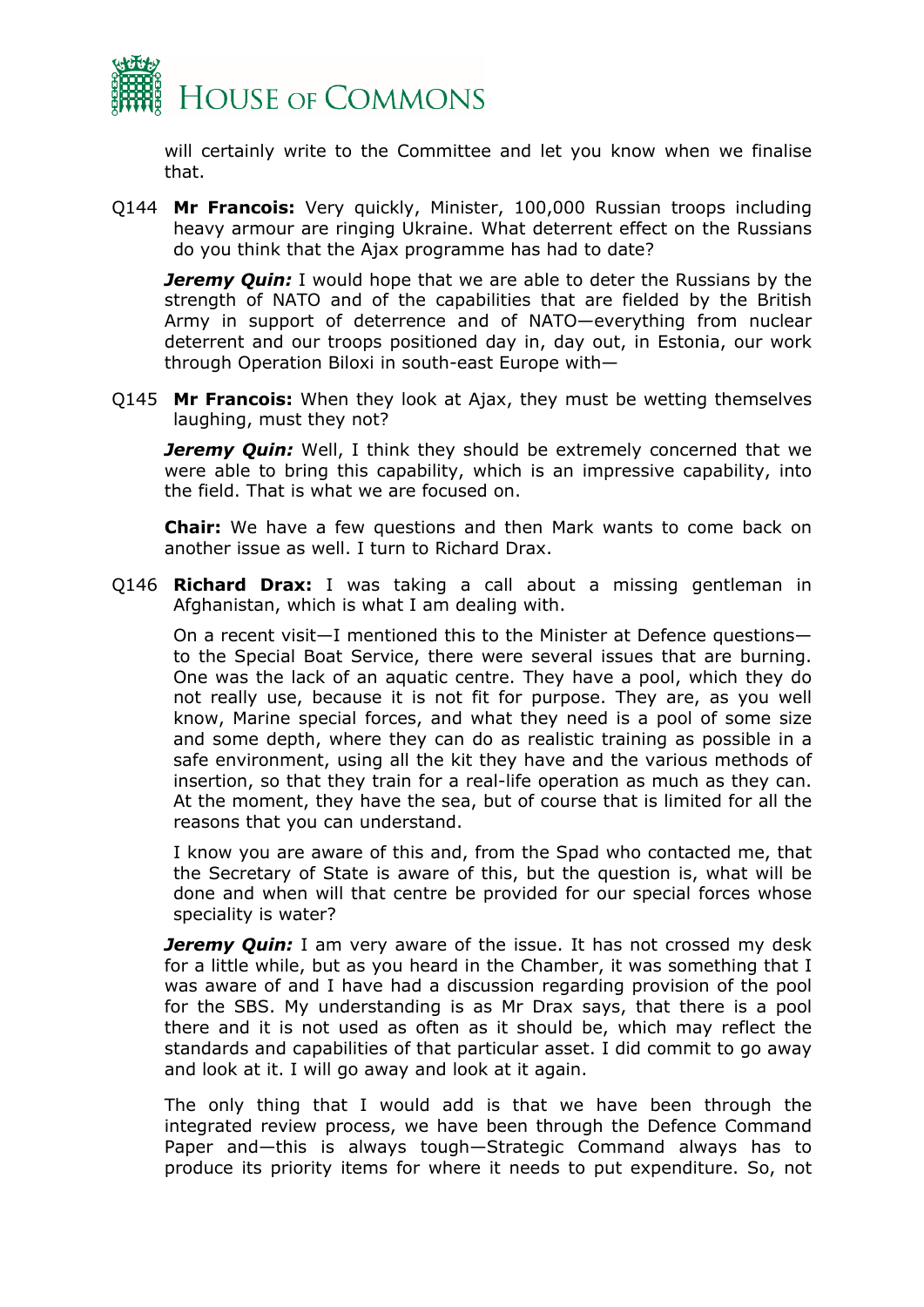will certainly write to the Committee and let you know when we finalise that.

Q144 **Mr Francois:** Very quickly, Minister, 100,000 Russian troops including heavy armour are ringing Ukraine. What deterrent effect on the Russians do you think that the Ajax programme has had to date?

***Jeremy Quin:*** I would hope that we are able to deter the Russians by the strength of NATO and of the capabilities that are fielded by the British Army in support of deterrence and of NATO—everything from nuclear deterrent and our troops positioned day in, day out, in Estonia, our work through Operation Biloxi in south-east Europe with—

Q145 **Mr Francois:** When they look at Ajax, they must be wetting themselves laughing, must they not?

***Jeremy Quin:*** Well, I think they should be extremely concerned that we were able to bring this capability, which is an impressive capability, into the field. That is what we are focused on.

**Chair:** We have a few questions and then Mark wants to come back on another issue as well. I turn to Richard Drax.

Q146 **Richard Drax:** I was taking a call about a missing gentleman in Afghanistan, which is what I am dealing with.

On a recent visit—I mentioned this to the Minister at Defence questions—to the Special Boat Service, there were several issues that are burning. One was the lack of an aquatic centre. They have a pool, which they do not really use, because it is not fit for purpose. They are, as you well know, Marine special forces, and what they need is a pool of some size and some depth, where they can do as realistic training as possible in a safe environment, using all the kit they have and the various methods of insertion, so that they train for a real-life operation as much as they can. At the moment, they have the sea, but of course that is limited for all the reasons that you can understand.

I know you are aware of this and, from the Spad who contacted me, that the Secretary of State is aware of this, but the question is, what will be done and when will that centre be provided for our special forces whose speciality is water?

***Jeremy Quin:*** I am very aware of the issue. It has not crossed my desk for a little while, but as you heard in the Chamber, it was something that I was aware of and I have had a discussion regarding provision of the pool for the SBS. My understanding is as Mr Drax says, that there is a pool there and it is not used as often as it should be, which may reflect the standards and capabilities of that particular asset. I did commit to go away and look at it. I will go away and look at it again.

The only thing that I would add is that we have been through the integrated review process, we have been through the Defence Command Paper and—this is always tough—Strategic Command always has to produce its priority items for where it needs to put expenditure. So, not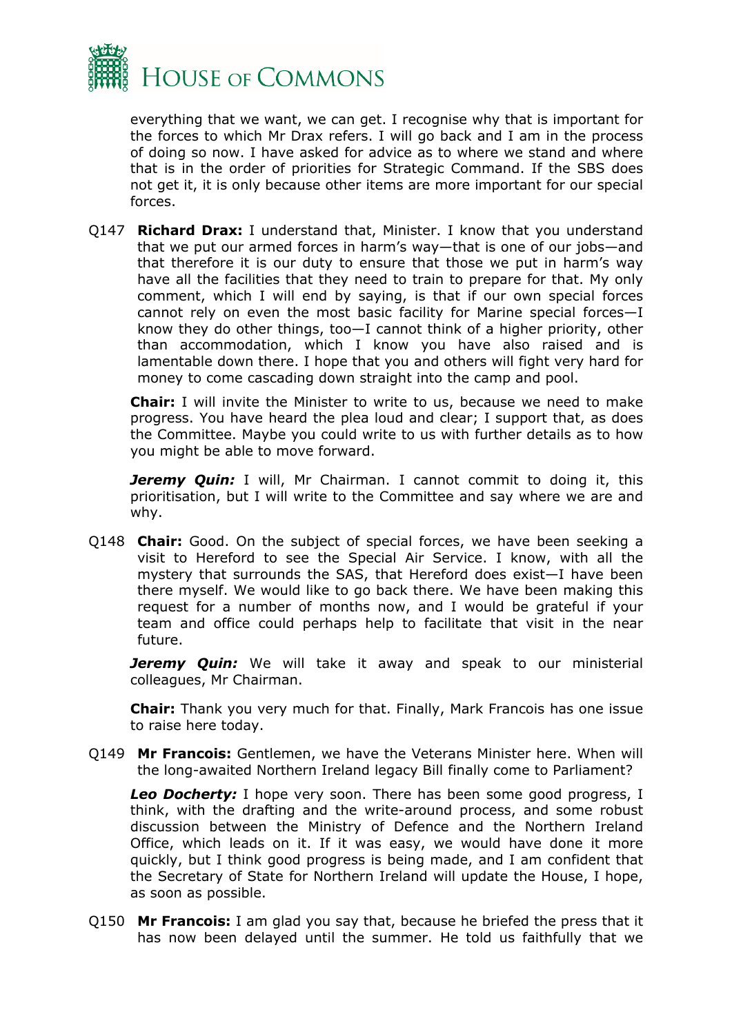everything that we want, we can get. I recognise why that is important for the forces to which Mr Drax refers. I will go back and I am in the process of doing so now. I have asked for advice as to where we stand and where that is in the order of priorities for Strategic Command. If the SBS does not get it, it is only because other items are more important for our special forces.

Q147 **Richard Drax:** I understand that, Minister. I know that you understand that we put our armed forces in harm's way—that is one of our jobs—and that therefore it is our duty to ensure that those we put in harm's way have all the facilities that they need to train to prepare for that. My only comment, which I will end by saying, is that if our own special forces cannot rely on even the most basic facility for Marine special forces—I know they do other things, too—I cannot think of a higher priority, other than accommodation, which I know you have also raised and is lamentable down there. I hope that you and others will fight very hard for money to come cascading down straight into the camp and pool.

**Chair:** I will invite the Minister to write to us, because we need to make progress. You have heard the plea loud and clear; I support that, as does the Committee. Maybe you could write to us with further details as to how you might be able to move forward.

***Jeremy Quin:*** I will, Mr Chairman. I cannot commit to doing it, this prioritisation, but I will write to the Committee and say where we are and why.

Q148 **Chair:** Good. On the subject of special forces, we have been seeking a visit to Hereford to see the Special Air Service. I know, with all the mystery that surrounds the SAS, that Hereford does exist—I have been there myself. We would like to go back there. We have been making this request for a number of months now, and I would be grateful if your team and office could perhaps help to facilitate that visit in the near future.

***Jeremy Quin:*** We will take it away and speak to our ministerial colleagues, Mr Chairman.

**Chair:** Thank you very much for that. Finally, Mark Francois has one issue to raise here today.

Q149 **Mr Francois:** Gentlemen, we have the Veterans Minister here. When will the long-awaited Northern Ireland legacy Bill finally come to Parliament?

***Leo Docherty:*** I hope very soon. There has been some good progress, I think, with the drafting and the write-around process, and some robust discussion between the Ministry of Defence and the Northern Ireland Office, which leads on it. If it was easy, we would have done it more quickly, but I think good progress is being made, and I am confident that the Secretary of State for Northern Ireland will update the House, I hope, as soon as possible.

Q150 **Mr Francois:** I am glad you say that, because he briefed the press that it has now been delayed until the summer. He told us faithfully that we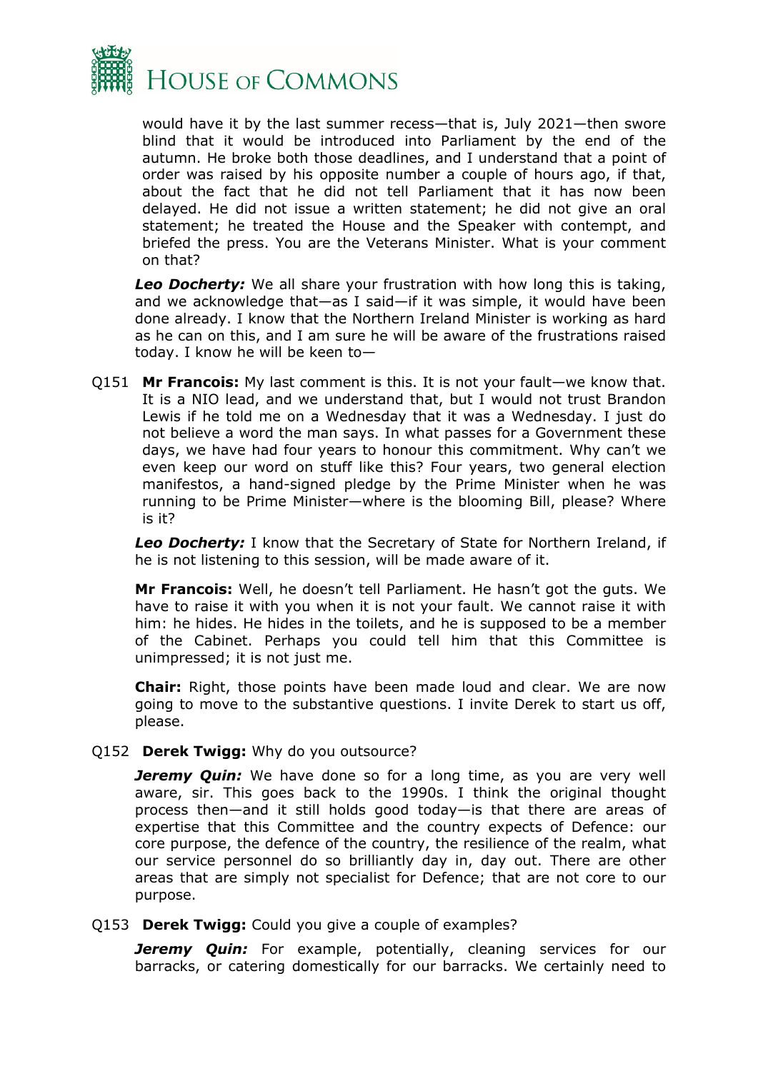would have it by the last summer recess—that is, July 2021—then swore blind that it would be introduced into Parliament by the end of the autumn. He broke both those deadlines, and I understand that a point of order was raised by his opposite number a couple of hours ago, if that, about the fact that he did not tell Parliament that it has now been delayed. He did not issue a written statement; he did not give an oral statement; he treated the House and the Speaker with contempt, and briefed the press. You are the Veterans Minister. What is your comment on that?

***Leo Docherty:*** We all share your frustration with how long this is taking, and we acknowledge that—as I said—if it was simple, it would have been done already. I know that the Northern Ireland Minister is working as hard as he can on this, and I am sure he will be aware of the frustrations raised today. I know he will be keen to—

Q151 **Mr Francois:** My last comment is this. It is not your fault—we know that. It is a NIO lead, and we understand that, but I would not trust Brandon Lewis if he told me on a Wednesday that it was a Wednesday. I just do not believe a word the man says. In what passes for a Government these days, we have had four years to honour this commitment. Why can't we even keep our word on stuff like this? Four years, two general election manifestos, a hand-signed pledge by the Prime Minister when he was running to be Prime Minister—where is the blooming Bill, please? Where is it?

***Leo Docherty:*** I know that the Secretary of State for Northern Ireland, if he is not listening to this session, will be made aware of it.

**Mr Francois:** Well, he doesn't tell Parliament. He hasn't got the guts. We have to raise it with you when it is not your fault. We cannot raise it with him: he hides. He hides in the toilets, and he is supposed to be a member of the Cabinet. Perhaps you could tell him that this Committee is unimpressed; it is not just me.

**Chair:** Right, those points have been made loud and clear. We are now going to move to the substantive questions. I invite Derek to start us off, please.

Q152 **Derek Twigg:** Why do you outsource?

***Jeremy Quin:*** We have done so for a long time, as you are very well aware, sir. This goes back to the 1990s. I think the original thought process then—and it still holds good today—is that there are areas of expertise that this Committee and the country expects of Defence: our core purpose, the defence of the country, the resilience of the realm, what our service personnel do so brilliantly day in, day out. There are other areas that are simply not specialist for Defence; that are not core to our purpose.

Q153 **Derek Twigg:** Could you give a couple of examples?

***Jeremy Quin:*** For example, potentially, cleaning services for our barracks, or catering domestically for our barracks. We certainly need to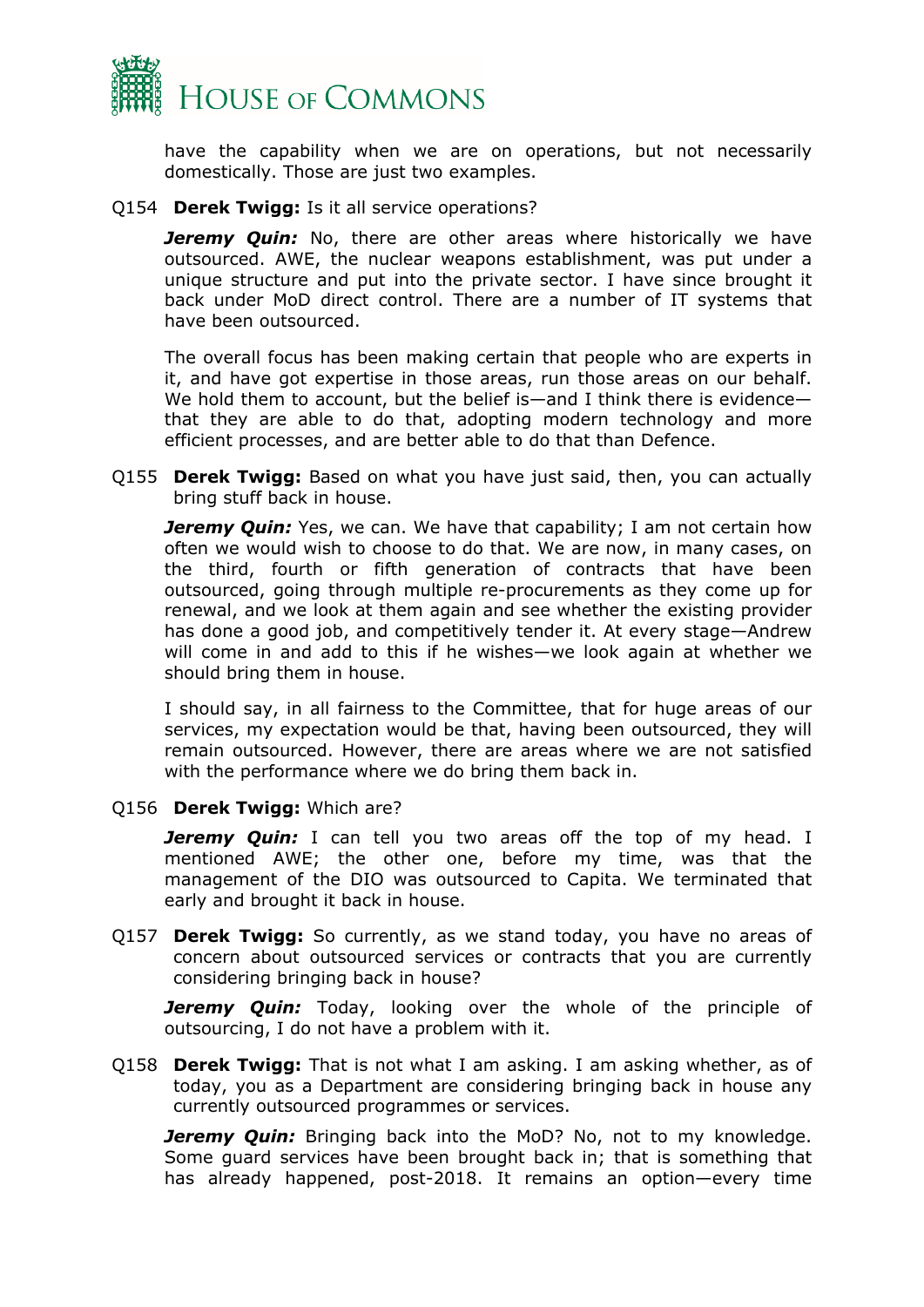have the capability when we are on operations, but not necessarily domestically. Those are just two examples.

Q154 **Derek Twigg:** Is it all service operations?

***Jeremy Quin:*** No, there are other areas where historically we have outsourced. AWE, the nuclear weapons establishment, was put under a unique structure and put into the private sector. I have since brought it back under MoD direct control. There are a number of IT systems that have been outsourced.

The overall focus has been making certain that people who are experts in it, and have got expertise in those areas, run those areas on our behalf. We hold them to account, but the belief is—and I think there is evidence—that they are able to do that, adopting modern technology and more efficient processes, and are better able to do that than Defence.

Q155 **Derek Twigg:** Based on what you have just said, then, you can actually bring stuff back in house.

***Jeremy Quin:*** Yes, we can. We have that capability; I am not certain how often we would wish to choose to do that. We are now, in many cases, on the third, fourth or fifth generation of contracts that have been outsourced, going through multiple re-procurements as they come up for renewal, and we look at them again and see whether the existing provider has done a good job, and competitively tender it. At every stage—Andrew will come in and add to this if he wishes—we look again at whether we should bring them in house.

I should say, in all fairness to the Committee, that for huge areas of our services, my expectation would be that, having been outsourced, they will remain outsourced. However, there are areas where we are not satisfied with the performance where we do bring them back in.

Q156 **Derek Twigg:** Which are?

***Jeremy Quin:*** I can tell you two areas off the top of my head. I mentioned AWE; the other one, before my time, was that the management of the DIO was outsourced to Capita. We terminated that early and brought it back in house.

Q157 **Derek Twigg:** So currently, as we stand today, you have no areas of concern about outsourced services or contracts that you are currently considering bringing back in house?

***Jeremy Quin:*** Today, looking over the whole of the principle of outsourcing, I do not have a problem with it.

Q158 **Derek Twigg:** That is not what I am asking. I am asking whether, as of today, you as a Department are considering bringing back in house any currently outsourced programmes or services.

***Jeremy Quin:*** Bringing back into the MoD? No, not to my knowledge. Some guard services have been brought back in; that is something that has already happened, post-2018. It remains an option—every time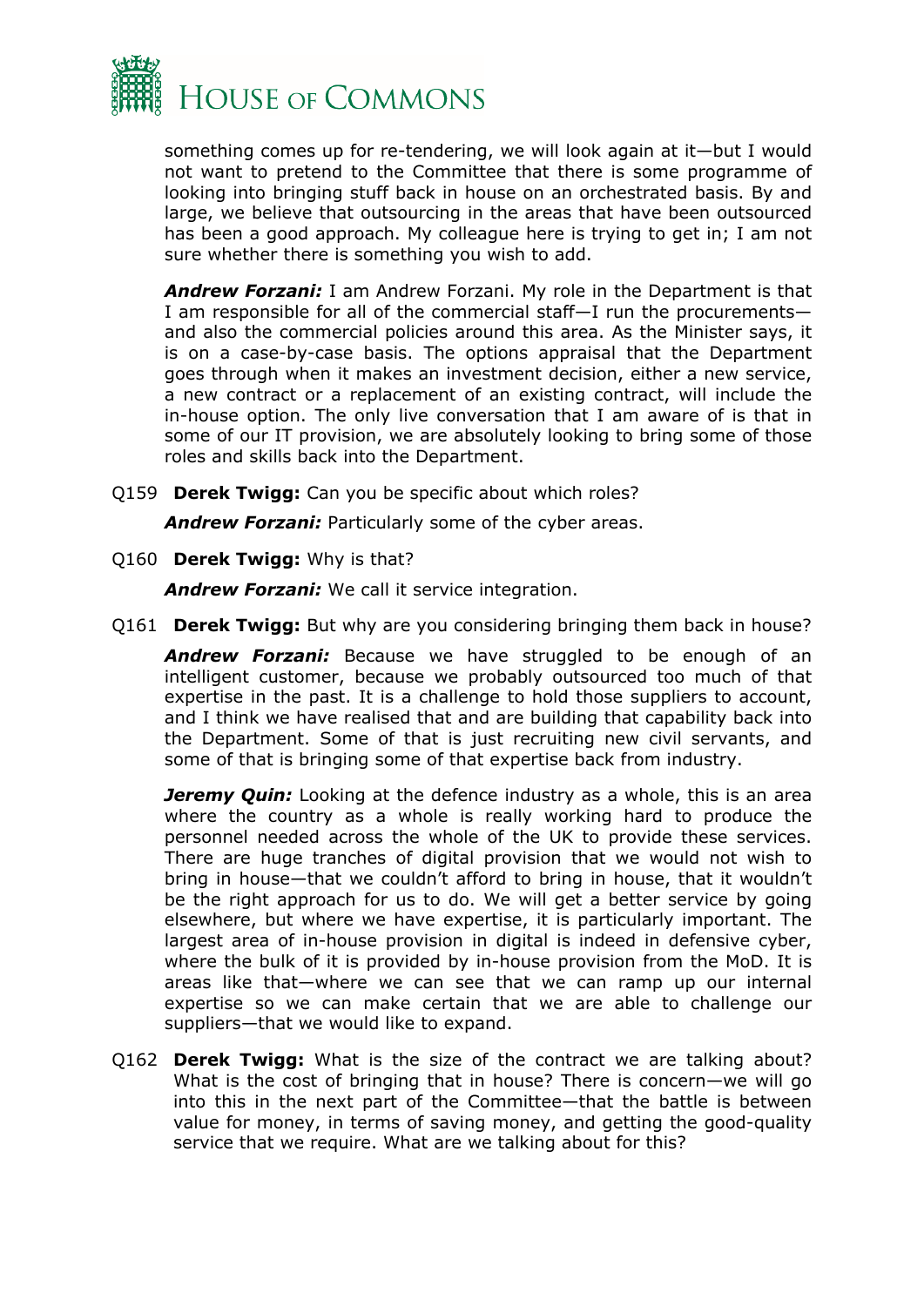something comes up for re-tendering, we will look again at it—but I would not want to pretend to the Committee that there is some programme of looking into bringing stuff back in house on an orchestrated basis. By and large, we believe that outsourcing in the areas that have been outsourced has been a good approach. My colleague here is trying to get in; I am not sure whether there is something you wish to add.

***Andrew Forzani:*** I am Andrew Forzani. My role in the Department is that I am responsible for all of the commercial staff—I run the procurements—and also the commercial policies around this area. As the Minister says, it is on a case-by-case basis. The options appraisal that the Department goes through when it makes an investment decision, either a new service, a new contract or a replacement of an existing contract, will include the in-house option. The only live conversation that I am aware of is that in some of our IT provision, we are absolutely looking to bring some of those roles and skills back into the Department.

Q159 **Derek Twigg:** Can you be specific about which roles?

***Andrew Forzani:*** Particularly some of the cyber areas.

Q160 **Derek Twigg:** Why is that?

***Andrew Forzani:*** We call it service integration.

Q161 **Derek Twigg:** But why are you considering bringing them back in house?

***Andrew Forzani:*** Because we have struggled to be enough of an intelligent customer, because we probably outsourced too much of that expertise in the past. It is a challenge to hold those suppliers to account, and I think we have realised that and are building that capability back into the Department. Some of that is just recruiting new civil servants, and some of that is bringing some of that expertise back from industry.

***Jeremy Quin:*** Looking at the defence industry as a whole, this is an area where the country as a whole is really working hard to produce the personnel needed across the whole of the UK to provide these services. There are huge tranches of digital provision that we would not wish to bring in house—that we couldn't afford to bring in house, that it wouldn't be the right approach for us to do. We will get a better service by going elsewhere, but where we have expertise, it is particularly important. The largest area of in-house provision in digital is indeed in defensive cyber, where the bulk of it is provided by in-house provision from the MoD. It is areas like that—where we can see that we can ramp up our internal expertise so we can make certain that we are able to challenge our suppliers—that we would like to expand.

Q162 **Derek Twigg:** What is the size of the contract we are talking about? What is the cost of bringing that in house? There is concern—we will go into this in the next part of the Committee—that the battle is between value for money, in terms of saving money, and getting the good-quality service that we require. What are we talking about for this?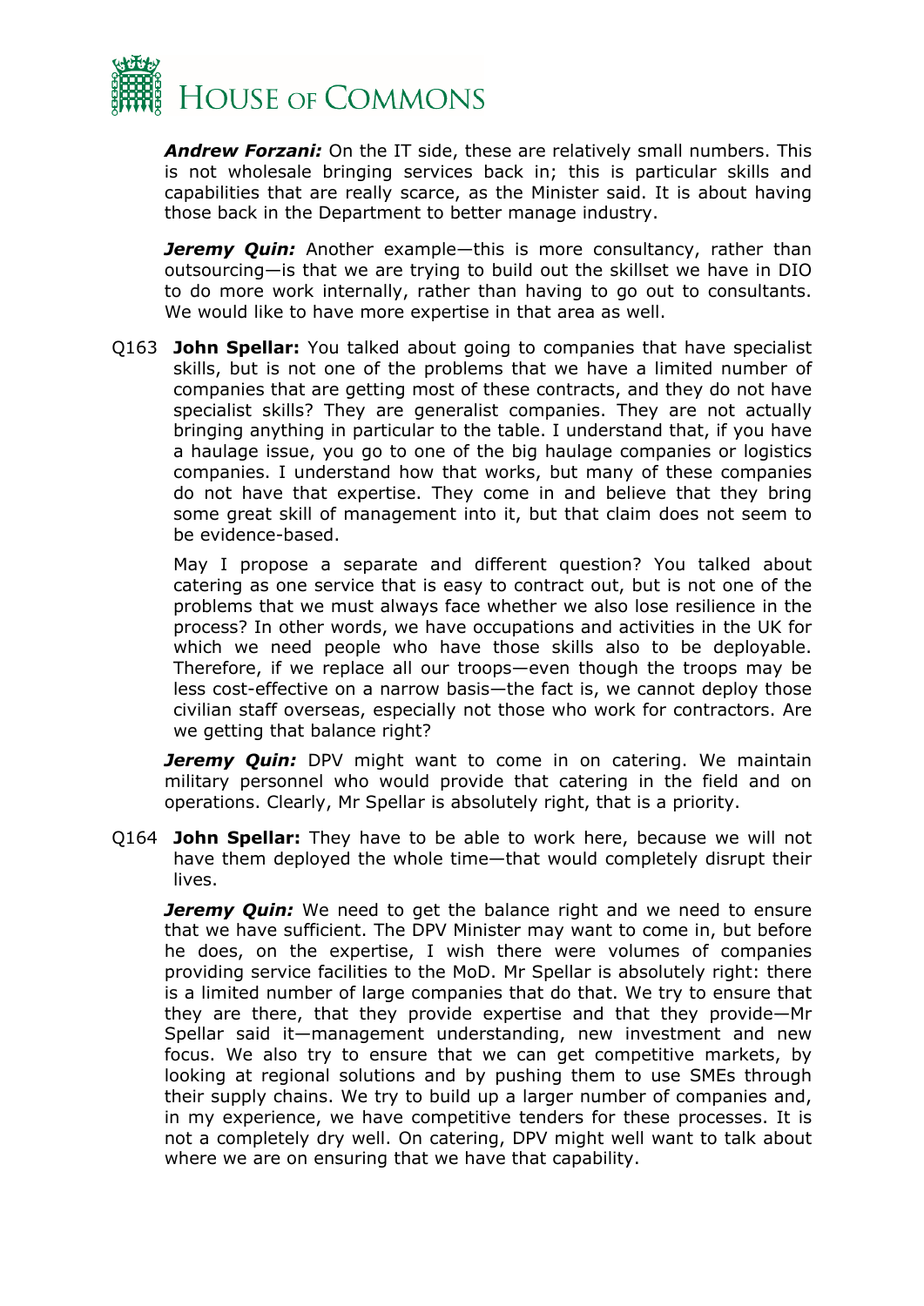***Andrew Forzani:*** On the IT side, these are relatively small numbers. This is not wholesale bringing services back in; this is particular skills and capabilities that are really scarce, as the Minister said. It is about having those back in the Department to better manage industry.

***Jeremy Quin:*** Another example—this is more consultancy, rather than outsourcing—is that we are trying to build out the skillset we have in DIO to do more work internally, rather than having to go out to consultants. We would like to have more expertise in that area as well.

Q163 **John Spellar:** You talked about going to companies that have specialist skills, but is not one of the problems that we have a limited number of companies that are getting most of these contracts, and they do not have specialist skills? They are generalist companies. They are not actually bringing anything in particular to the table. I understand that, if you have a haulage issue, you go to one of the big haulage companies or logistics companies. I understand how that works, but many of these companies do not have that expertise. They come in and believe that they bring some great skill of management into it, but that claim does not seem to be evidence-based.

May I propose a separate and different question? You talked about catering as one service that is easy to contract out, but is not one of the problems that we must always face whether we also lose resilience in the process? In other words, we have occupations and activities in the UK for which we need people who have those skills also to be deployable. Therefore, if we replace all our troops—even though the troops may be less cost-effective on a narrow basis—the fact is, we cannot deploy those civilian staff overseas, especially not those who work for contractors. Are we getting that balance right?

***Jeremy Quin:*** DPV might want to come in on catering. We maintain military personnel who would provide that catering in the field and on operations. Clearly, Mr Spellar is absolutely right, that is a priority.

Q164 **John Spellar:** They have to be able to work here, because we will not have them deployed the whole time—that would completely disrupt their lives.

***Jeremy Quin:*** We need to get the balance right and we need to ensure that we have sufficient. The DPV Minister may want to come in, but before he does, on the expertise, I wish there were volumes of companies providing service facilities to the MoD. Mr Spellar is absolutely right: there is a limited number of large companies that do that. We try to ensure that they are there, that they provide expertise and that they provide—Mr Spellar said it—management understanding, new investment and new focus. We also try to ensure that we can get competitive markets, by looking at regional solutions and by pushing them to use SMEs through their supply chains. We try to build up a larger number of companies and, in my experience, we have competitive tenders for these processes. It is not a completely dry well. On catering, DPV might well want to talk about where we are on ensuring that we have that capability.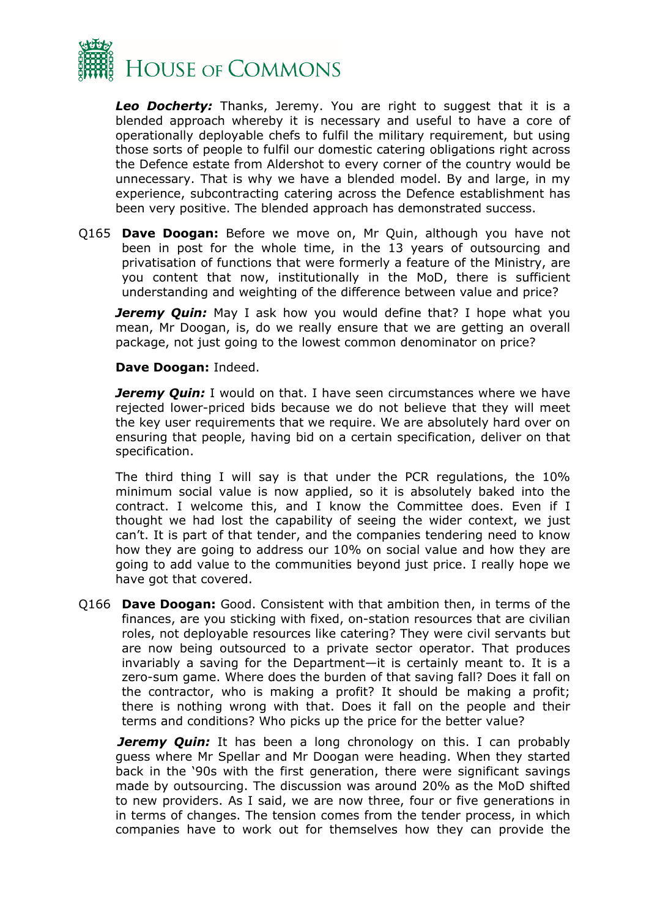***Leo Docherty:*** Thanks, Jeremy. You are right to suggest that it is a blended approach whereby it is necessary and useful to have a core of operationally deployable chefs to fulfil the military requirement, but using those sorts of people to fulfil our domestic catering obligations right across the Defence estate from Aldershot to every corner of the country would be unnecessary. That is why we have a blended model. By and large, in my experience, subcontracting catering across the Defence establishment has been very positive. The blended approach has demonstrated success.

Q165 **Dave Doogan:** Before we move on, Mr Quin, although you have not been in post for the whole time, in the 13 years of outsourcing and privatisation of functions that were formerly a feature of the Ministry, are you content that now, institutionally in the MoD, there is sufficient understanding and weighting of the difference between value and price?

***Jeremy Quin:*** May I ask how you would define that? I hope what you mean, Mr Doogan, is, do we really ensure that we are getting an overall package, not just going to the lowest common denominator on price?

**Dave Doogan:** Indeed.

***Jeremy Quin:*** I would on that. I have seen circumstances where we have rejected lower-priced bids because we do not believe that they will meet the key user requirements that we require. We are absolutely hard over on ensuring that people, having bid on a certain specification, deliver on that specification.

The third thing I will say is that under the PCR regulations, the 10% minimum social value is now applied, so it is absolutely baked into the contract. I welcome this, and I know the Committee does. Even if I thought we had lost the capability of seeing the wider context, we just can't. It is part of that tender, and the companies tendering need to know how they are going to address our 10% on social value and how they are going to add value to the communities beyond just price. I really hope we have got that covered.

Q166 **Dave Doogan:** Good. Consistent with that ambition then, in terms of the finances, are you sticking with fixed, on-station resources that are civilian roles, not deployable resources like catering? They were civil servants but are now being outsourced to a private sector operator. That produces invariably a saving for the Department—it is certainly meant to. It is a zero-sum game. Where does the burden of that saving fall? Does it fall on the contractor, who is making a profit? It should be making a profit; there is nothing wrong with that. Does it fall on the people and their terms and conditions? Who picks up the price for the better value?

***Jeremy Quin:*** It has been a long chronology on this. I can probably guess where Mr Spellar and Mr Doogan were heading. When they started back in the '90s with the first generation, there were significant savings made by outsourcing. The discussion was around 20% as the MoD shifted to new providers. As I said, we are now three, four or five generations in in terms of changes. The tension comes from the tender process, in which companies have to work out for themselves how they can provide the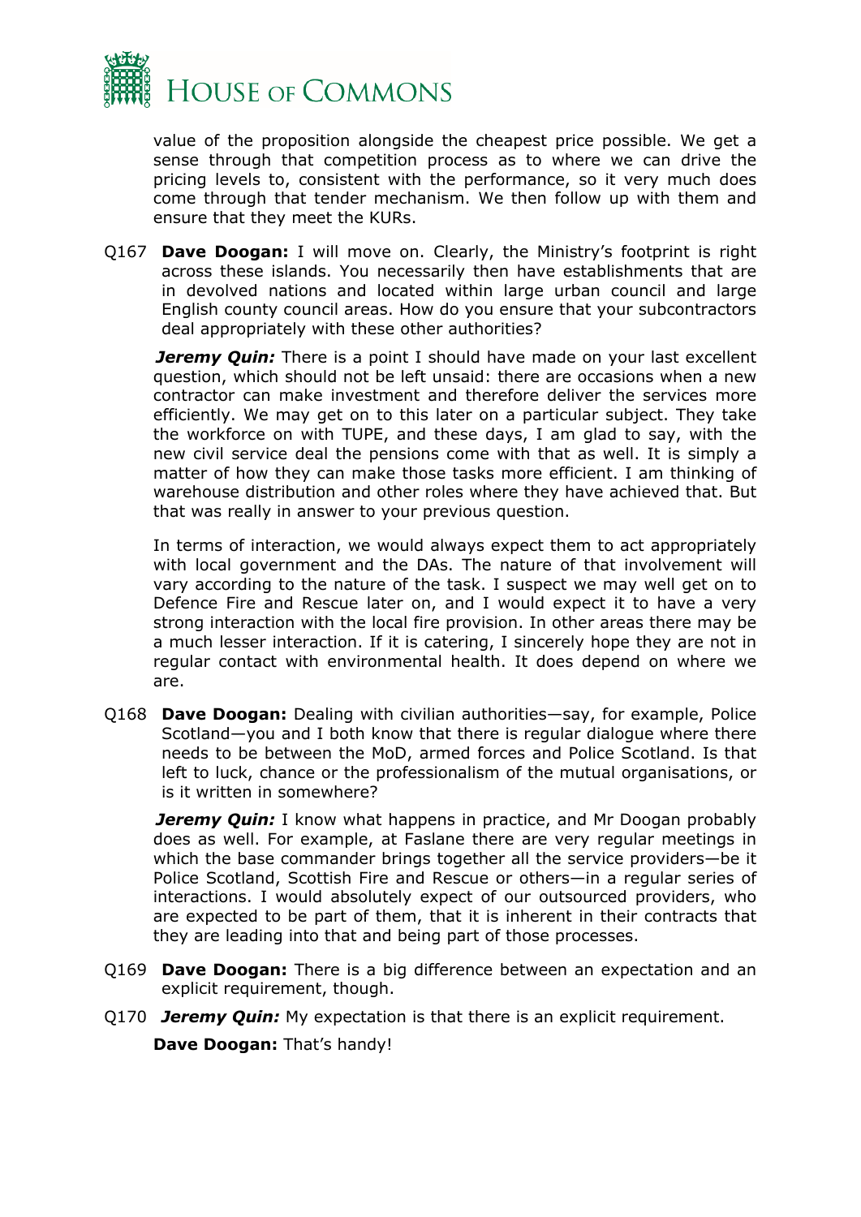value of the proposition alongside the cheapest price possible. We get a sense through that competition process as to where we can drive the pricing levels to, consistent with the performance, so it very much does come through that tender mechanism. We then follow up with them and ensure that they meet the KURs.

Q167 **Dave Doogan:** I will move on. Clearly, the Ministry's footprint is right across these islands. You necessarily then have establishments that are in devolved nations and located within large urban council and large English county council areas. How do you ensure that your subcontractors deal appropriately with these other authorities?

***Jeremy Quin:*** There is a point I should have made on your last excellent question, which should not be left unsaid: there are occasions when a new contractor can make investment and therefore deliver the services more efficiently. We may get on to this later on a particular subject. They take the workforce on with TUPE, and these days, I am glad to say, with the new civil service deal the pensions come with that as well. It is simply a matter of how they can make those tasks more efficient. I am thinking of warehouse distribution and other roles where they have achieved that. But that was really in answer to your previous question.

In terms of interaction, we would always expect them to act appropriately with local government and the DAs. The nature of that involvement will vary according to the nature of the task. I suspect we may well get on to Defence Fire and Rescue later on, and I would expect it to have a very strong interaction with the local fire provision. In other areas there may be a much lesser interaction. If it is catering, I sincerely hope they are not in regular contact with environmental health. It does depend on where we are.

Q168 **Dave Doogan:** Dealing with civilian authorities—say, for example, Police Scotland—you and I both know that there is regular dialogue where there needs to be between the MoD, armed forces and Police Scotland. Is that left to luck, chance or the professionalism of the mutual organisations, or is it written in somewhere?

***Jeremy Quin:*** I know what happens in practice, and Mr Doogan probably does as well. For example, at Faslane there are very regular meetings in which the base commander brings together all the service providers—be it Police Scotland, Scottish Fire and Rescue or others—in a regular series of interactions. I would absolutely expect of our outsourced providers, who are expected to be part of them, that it is inherent in their contracts that they are leading into that and being part of those processes.

Q169 **Dave Doogan:** There is a big difference between an expectation and an explicit requirement, though.

Q170 ***Jeremy Quin:*** My expectation is that there is an explicit requirement.

**Dave Doogan:** That's handy!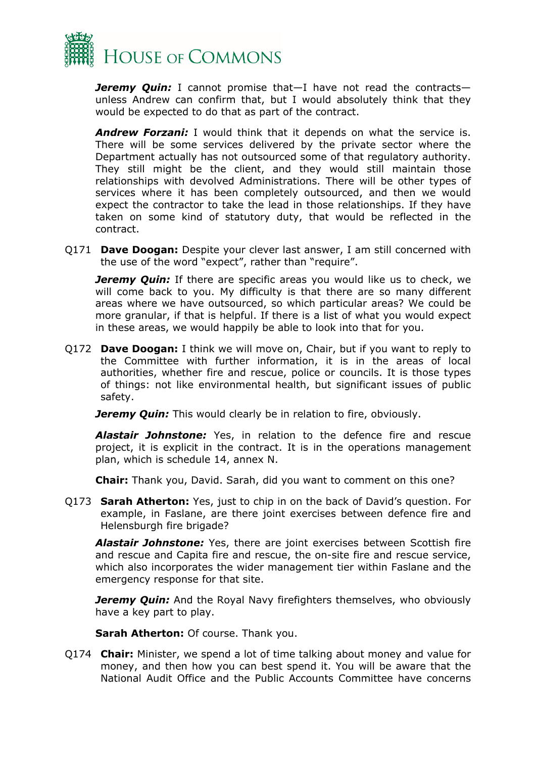***Jeremy Quin:*** I cannot promise that—I have not read the contracts—unless Andrew can confirm that, but I would absolutely think that they would be expected to do that as part of the contract.

***Andrew Forzani:*** I would think that it depends on what the service is. There will be some services delivered by the private sector where the Department actually has not outsourced some of that regulatory authority. They still might be the client, and they would still maintain those relationships with devolved Administrations. There will be other types of services where it has been completely outsourced, and then we would expect the contractor to take the lead in those relationships. If they have taken on some kind of statutory duty, that would be reflected in the contract.

Q171 **Dave Doogan:** Despite your clever last answer, I am still concerned with the use of the word "expect", rather than "require".

***Jeremy Quin:*** If there are specific areas you would like us to check, we will come back to you. My difficulty is that there are so many different areas where we have outsourced, so which particular areas? We could be more granular, if that is helpful. If there is a list of what you would expect in these areas, we would happily be able to look into that for you.

Q172 **Dave Doogan:** I think we will move on, Chair, but if you want to reply to the Committee with further information, it is in the areas of local authorities, whether fire and rescue, police or councils. It is those types of things: not like environmental health, but significant issues of public safety.

***Jeremy Quin:*** This would clearly be in relation to fire, obviously.

***Alastair Johnstone:*** Yes, in relation to the defence fire and rescue project, it is explicit in the contract. It is in the operations management plan, which is schedule 14, annex N.

**Chair:** Thank you, David. Sarah, did you want to comment on this one?

Q173 **Sarah Atherton:** Yes, just to chip in on the back of David's question. For example, in Faslane, are there joint exercises between defence fire and Helensburgh fire brigade?

***Alastair Johnstone:*** Yes, there are joint exercises between Scottish fire and rescue and Capita fire and rescue, the on-site fire and rescue service, which also incorporates the wider management tier within Faslane and the emergency response for that site.

***Jeremy Quin:*** And the Royal Navy firefighters themselves, who obviously have a key part to play.

**Sarah Atherton:** Of course. Thank you.

Q174 **Chair:** Minister, we spend a lot of time talking about money and value for money, and then how you can best spend it. You will be aware that the National Audit Office and the Public Accounts Committee have concerns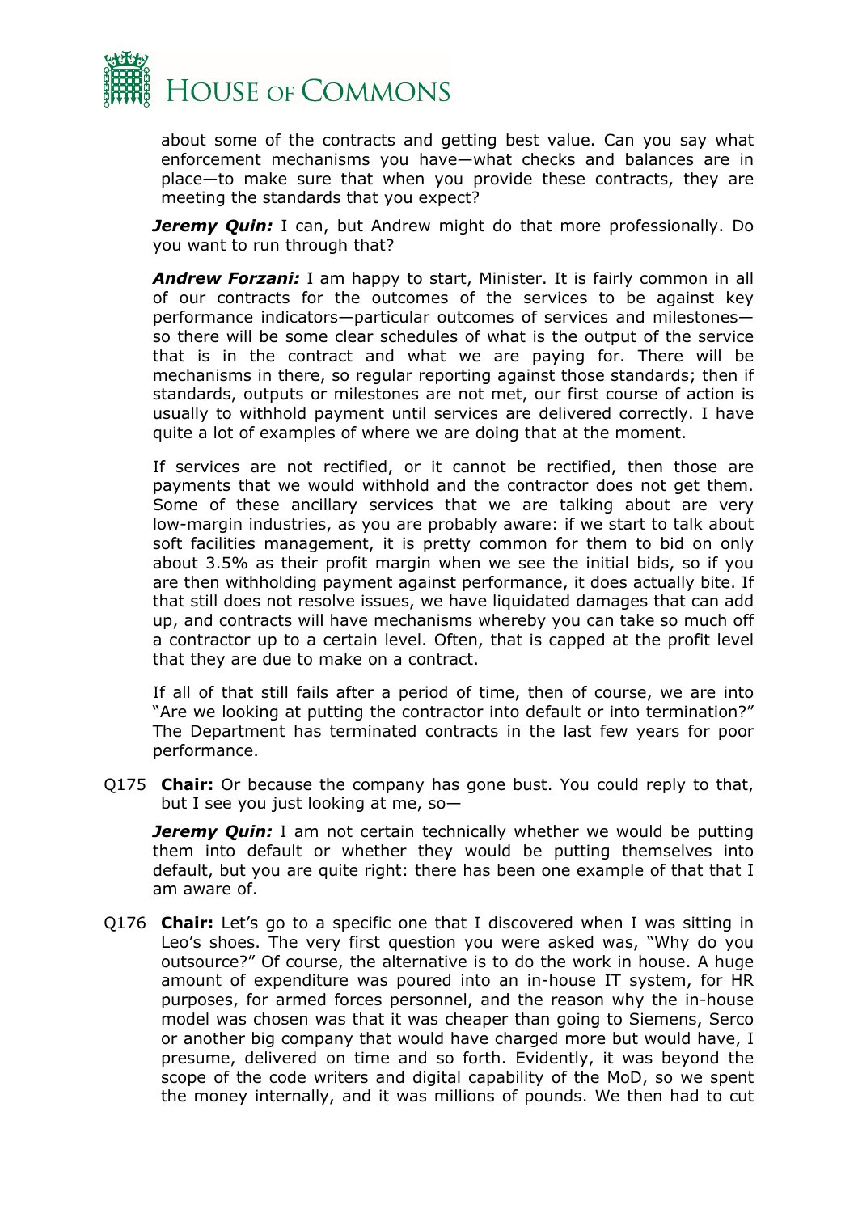about some of the contracts and getting best value. Can you say what enforcement mechanisms you have—what checks and balances are in place—to make sure that when you provide these contracts, they are meeting the standards that you expect?

***Jeremy Quin:*** I can, but Andrew might do that more professionally. Do you want to run through that?

***Andrew Forzani:*** I am happy to start, Minister. It is fairly common in all of our contracts for the outcomes of the services to be against key performance indicators—particular outcomes of services and milestones—so there will be some clear schedules of what is the output of the service that is in the contract and what we are paying for. There will be mechanisms in there, so regular reporting against those standards; then if standards, outputs or milestones are not met, our first course of action is usually to withhold payment until services are delivered correctly. I have quite a lot of examples of where we are doing that at the moment.

If services are not rectified, or it cannot be rectified, then those are payments that we would withhold and the contractor does not get them. Some of these ancillary services that we are talking about are very low-margin industries, as you are probably aware: if we start to talk about soft facilities management, it is pretty common for them to bid on only about 3.5% as their profit margin when we see the initial bids, so if you are then withholding payment against performance, it does actually bite. If that still does not resolve issues, we have liquidated damages that can add up, and contracts will have mechanisms whereby you can take so much off a contractor up to a certain level. Often, that is capped at the profit level that they are due to make on a contract.

If all of that still fails after a period of time, then of course, we are into "Are we looking at putting the contractor into default or into termination?" The Department has terminated contracts in the last few years for poor performance.

Q175 **Chair:** Or because the company has gone bust. You could reply to that, but I see you just looking at me, so—

***Jeremy Quin:*** I am not certain technically whether we would be putting them into default or whether they would be putting themselves into default, but you are quite right: there has been one example of that that I am aware of.

Q176 **Chair:** Let's go to a specific one that I discovered when I was sitting in Leo's shoes. The very first question you were asked was, "Why do you outsource?" Of course, the alternative is to do the work in house. A huge amount of expenditure was poured into an in-house IT system, for HR purposes, for armed forces personnel, and the reason why the in-house model was chosen was that it was cheaper than going to Siemens, Serco or another big company that would have charged more but would have, I presume, delivered on time and so forth. Evidently, it was beyond the scope of the code writers and digital capability of the MoD, so we spent the money internally, and it was millions of pounds. We then had to cut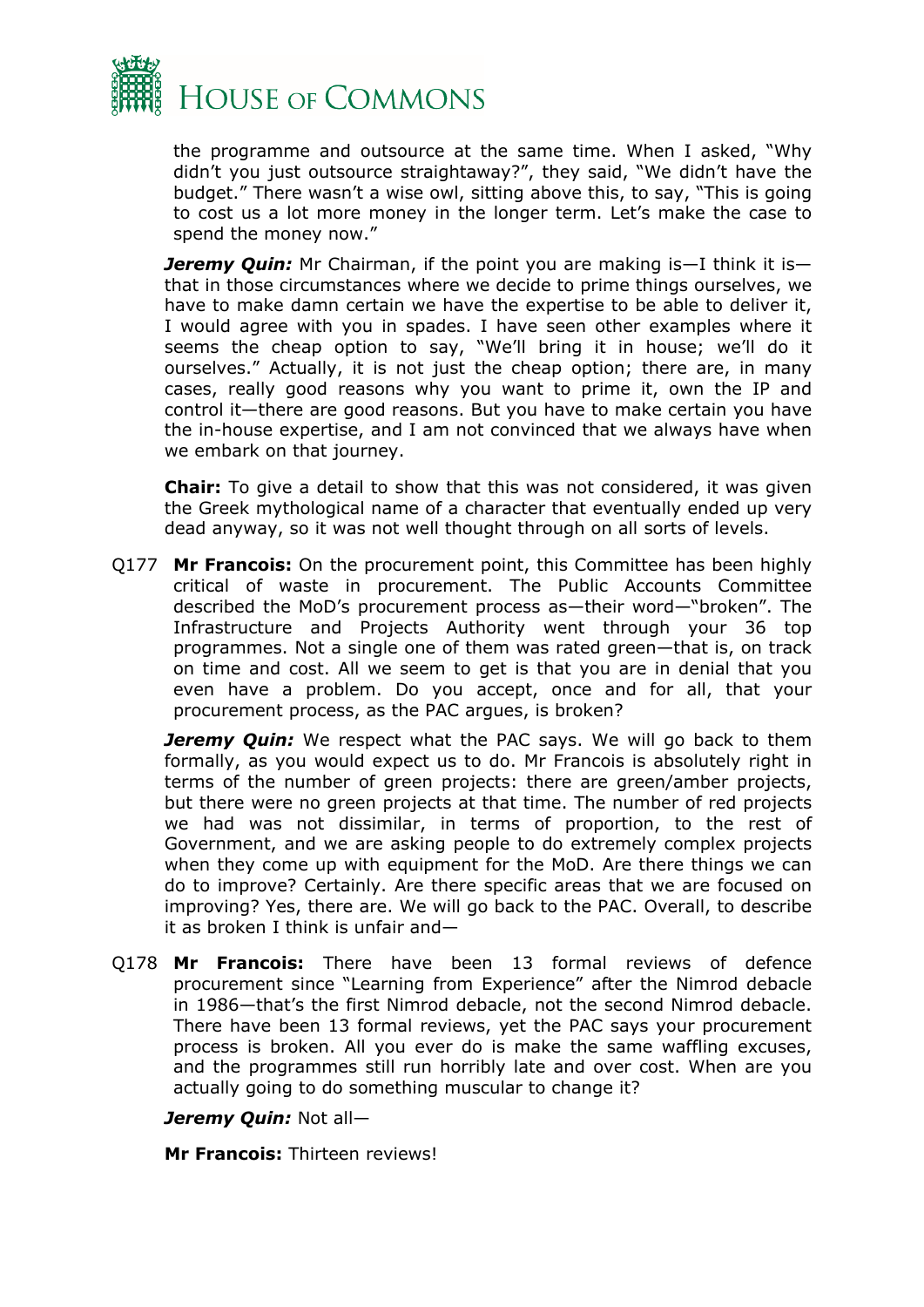the programme and outsource at the same time. When I asked, "Why didn't you just outsource straightaway?", they said, "We didn't have the budget." There wasn't a wise owl, sitting above this, to say, "This is going to cost us a lot more money in the longer term. Let's make the case to spend the money now."

***Jeremy Quin:*** Mr Chairman, if the point you are making is—I think it is—that in those circumstances where we decide to prime things ourselves, we have to make damn certain we have the expertise to be able to deliver it, I would agree with you in spades. I have seen other examples where it seems the cheap option to say, "We'll bring it in house; we'll do it ourselves." Actually, it is not just the cheap option; there are, in many cases, really good reasons why you want to prime it, own the IP and control it—there are good reasons. But you have to make certain you have the in-house expertise, and I am not convinced that we always have when we embark on that journey.

**Chair:** To give a detail to show that this was not considered, it was given the Greek mythological name of a character that eventually ended up very dead anyway, so it was not well thought through on all sorts of levels.

Q177 **Mr Francois:** On the procurement point, this Committee has been highly critical of waste in procurement. The Public Accounts Committee described the MoD's procurement process as—their word—"broken". The Infrastructure and Projects Authority went through your 36 top programmes. Not a single one of them was rated green—that is, on track on time and cost. All we seem to get is that you are in denial that you even have a problem. Do you accept, once and for all, that your procurement process, as the PAC argues, is broken?

***Jeremy Quin:*** We respect what the PAC says. We will go back to them formally, as you would expect us to do. Mr Francois is absolutely right in terms of the number of green projects: there are green/amber projects, but there were no green projects at that time. The number of red projects we had was not dissimilar, in terms of proportion, to the rest of Government, and we are asking people to do extremely complex projects when they come up with equipment for the MoD. Are there things we can do to improve? Certainly. Are there specific areas that we are focused on improving? Yes, there are. We will go back to the PAC. Overall, to describe it as broken I think is unfair and—

Q178 **Mr Francois:** There have been 13 formal reviews of defence procurement since "Learning from Experience" after the Nimrod debacle in 1986—that's the first Nimrod debacle, not the second Nimrod debacle. There have been 13 formal reviews, yet the PAC says your procurement process is broken. All you ever do is make the same waffling excuses, and the programmes still run horribly late and over cost. When are you actually going to do something muscular to change it?

***Jeremy Quin:*** Not all—

**Mr Francois:** Thirteen reviews!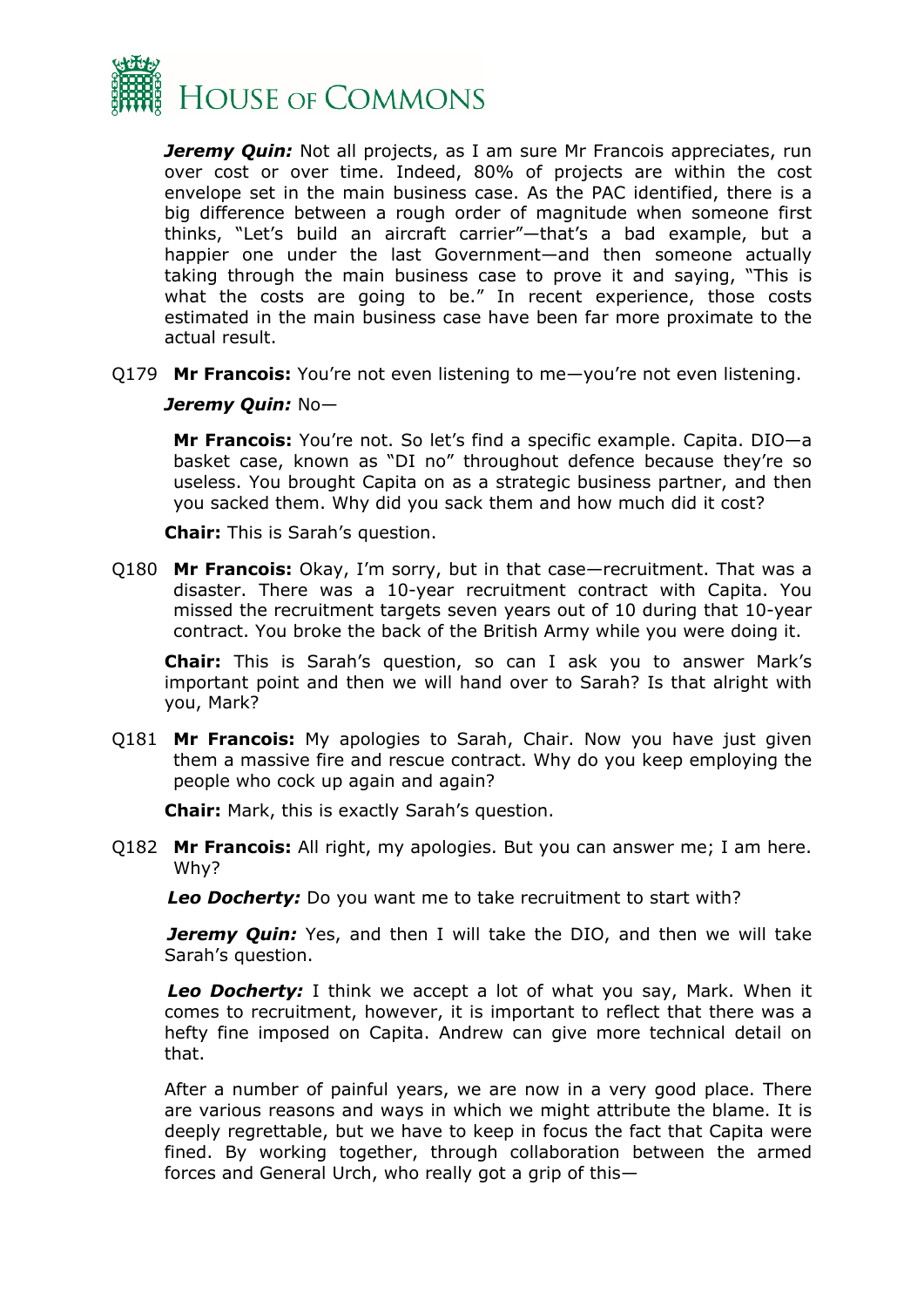***Jeremy Quin:*** Not all projects, as I am sure Mr Francois appreciates, run over cost or over time. Indeed, 80% of projects are within the cost envelope set in the main business case. As the PAC identified, there is a big difference between a rough order of magnitude when someone first thinks, "Let's build an aircraft carrier"—that's a bad example, but a happier one under the last Government—and then someone actually taking through the main business case to prove it and saying, "This is what the costs are going to be." In recent experience, those costs estimated in the main business case have been far more proximate to the actual result.

Q179 **Mr Francois:** You're not even listening to me—you're not even listening.

***Jeremy Quin:*** No—

**Mr Francois:** You're not. So let's find a specific example. Capita. DIO—a basket case, known as "DI no" throughout defence because they're so useless. You brought Capita on as a strategic business partner, and then you sacked them. Why did you sack them and how much did it cost?

**Chair:** This is Sarah's question.

Q180 **Mr Francois:** Okay, I'm sorry, but in that case—recruitment. That was a disaster. There was a 10-year recruitment contract with Capita. You missed the recruitment targets seven years out of 10 during that 10-year contract. You broke the back of the British Army while you were doing it.

**Chair:** This is Sarah's question, so can I ask you to answer Mark's important point and then we will hand over to Sarah? Is that alright with you, Mark?

Q181 **Mr Francois:** My apologies to Sarah, Chair. Now you have just given them a massive fire and rescue contract. Why do you keep employing the people who cock up again and again?

**Chair:** Mark, this is exactly Sarah's question.

Q182 **Mr Francois:** All right, my apologies. But you can answer me; I am here. Why?

***Leo Docherty:*** Do you want me to take recruitment to start with?

***Jeremy Quin:*** Yes, and then I will take the DIO, and then we will take Sarah's question.

***Leo Docherty:*** I think we accept a lot of what you say, Mark. When it comes to recruitment, however, it is important to reflect that there was a hefty fine imposed on Capita. Andrew can give more technical detail on that.

After a number of painful years, we are now in a very good place. There are various reasons and ways in which we might attribute the blame. It is deeply regrettable, but we have to keep in focus the fact that Capita were fined. By working together, through collaboration between the armed forces and General Urch, who really got a grip of this—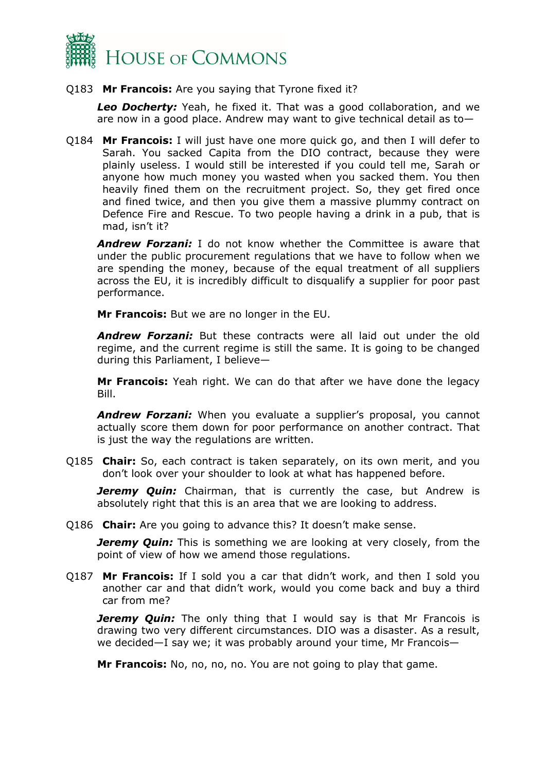Q183 **Mr Francois:** Are you saying that Tyrone fixed it?

***Leo Docherty:*** Yeah, he fixed it. That was a good collaboration, and we are now in a good place. Andrew may want to give technical detail as to—

Q184 **Mr Francois:** I will just have one more quick go, and then I will defer to Sarah. You sacked Capita from the DIO contract, because they were plainly useless. I would still be interested if you could tell me, Sarah or anyone how much money you wasted when you sacked them. You then heavily fined them on the recruitment project. So, they get fired once and fined twice, and then you give them a massive plummy contract on Defence Fire and Rescue. To two people having a drink in a pub, that is mad, isn't it?

***Andrew Forzani:*** I do not know whether the Committee is aware that under the public procurement regulations that we have to follow when we are spending the money, because of the equal treatment of all suppliers across the EU, it is incredibly difficult to disqualify a supplier for poor past performance.

**Mr Francois:** But we are no longer in the EU.

***Andrew Forzani:*** But these contracts were all laid out under the old regime, and the current regime is still the same. It is going to be changed during this Parliament, I believe—

**Mr Francois:** Yeah right. We can do that after we have done the legacy Bill.

***Andrew Forzani:*** When you evaluate a supplier's proposal, you cannot actually score them down for poor performance on another contract. That is just the way the regulations are written.

Q185 **Chair:** So, each contract is taken separately, on its own merit, and you don't look over your shoulder to look at what has happened before.

***Jeremy Quin:*** Chairman, that is currently the case, but Andrew is absolutely right that this is an area that we are looking to address.

Q186 **Chair:** Are you going to advance this? It doesn't make sense.

***Jeremy Quin:*** This is something we are looking at very closely, from the point of view of how we amend those regulations.

Q187 **Mr Francois:** If I sold you a car that didn't work, and then I sold you another car and that didn't work, would you come back and buy a third car from me?

***Jeremy Quin:*** The only thing that I would say is that Mr Francois is drawing two very different circumstances. DIO was a disaster. As a result, we decided—I say we; it was probably around your time, Mr Francois—

**Mr Francois:** No, no, no, no. You are not going to play that game.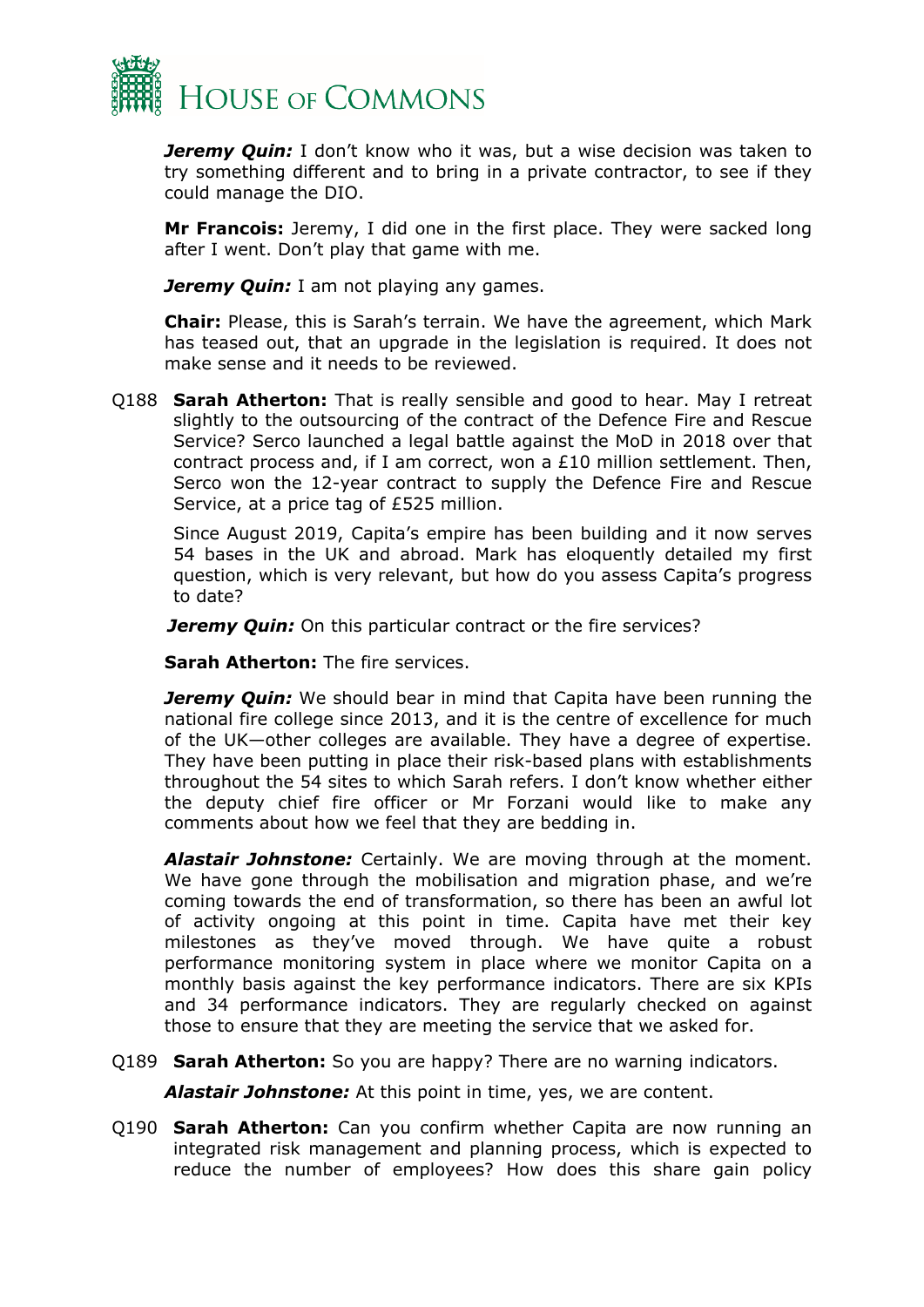***Jeremy Quin:*** I don't know who it was, but a wise decision was taken to try something different and to bring in a private contractor, to see if they could manage the DIO.

**Mr Francois:** Jeremy, I did one in the first place. They were sacked long after I went. Don't play that game with me.

***Jeremy Quin:*** I am not playing any games.

**Chair:** Please, this is Sarah's terrain. We have the agreement, which Mark has teased out, that an upgrade in the legislation is required. It does not make sense and it needs to be reviewed.

Q188 **Sarah Atherton:** That is really sensible and good to hear. May I retreat slightly to the outsourcing of the contract of the Defence Fire and Rescue Service? Serco launched a legal battle against the MoD in 2018 over that contract process and, if I am correct, won a £10 million settlement. Then, Serco won the 12-year contract to supply the Defence Fire and Rescue Service, at a price tag of £525 million.

Since August 2019, Capita's empire has been building and it now serves 54 bases in the UK and abroad. Mark has eloquently detailed my first question, which is very relevant, but how do you assess Capita's progress to date?

***Jeremy Quin:*** On this particular contract or the fire services?

**Sarah Atherton:** The fire services.

***Jeremy Quin:*** We should bear in mind that Capita have been running the national fire college since 2013, and it is the centre of excellence for much of the UK—other colleges are available. They have a degree of expertise. They have been putting in place their risk-based plans with establishments throughout the 54 sites to which Sarah refers. I don't know whether either the deputy chief fire officer or Mr Forzani would like to make any comments about how we feel that they are bedding in.

***Alastair Johnstone:*** Certainly. We are moving through at the moment. We have gone through the mobilisation and migration phase, and we're coming towards the end of transformation, so there has been an awful lot of activity ongoing at this point in time. Capita have met their key milestones as they've moved through. We have quite a robust performance monitoring system in place where we monitor Capita on a monthly basis against the key performance indicators. There are six KPIs and 34 performance indicators. They are regularly checked on against those to ensure that they are meeting the service that we asked for.

Q189 **Sarah Atherton:** So you are happy? There are no warning indicators.

***Alastair Johnstone:*** At this point in time, yes, we are content.

Q190 **Sarah Atherton:** Can you confirm whether Capita are now running an integrated risk management and planning process, which is expected to reduce the number of employees? How does this share gain policy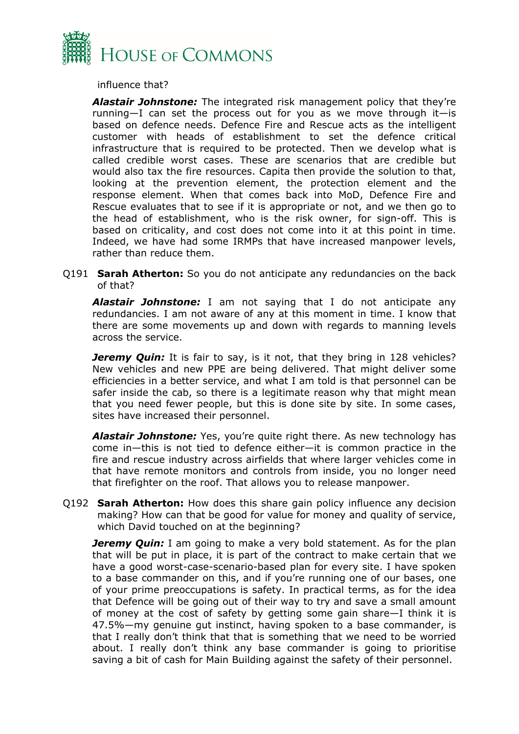influence that?

***Alastair Johnstone:*** The integrated risk management policy that they're running—I can set the process out for you as we move through it—is based on defence needs. Defence Fire and Rescue acts as the intelligent customer with heads of establishment to set the defence critical infrastructure that is required to be protected. Then we develop what is called credible worst cases. These are scenarios that are credible but would also tax the fire resources. Capita then provide the solution to that, looking at the prevention element, the protection element and the response element. When that comes back into MoD, Defence Fire and Rescue evaluates that to see if it is appropriate or not, and we then go to the head of establishment, who is the risk owner, for sign-off. This is based on criticality, and cost does not come into it at this point in time. Indeed, we have had some IRMPs that have increased manpower levels, rather than reduce them.

Q191 **Sarah Atherton:** So you do not anticipate any redundancies on the back of that?

***Alastair Johnstone:*** I am not saying that I do not anticipate any redundancies. I am not aware of any at this moment in time. I know that there are some movements up and down with regards to manning levels across the service.

***Jeremy Quin:*** It is fair to say, is it not, that they bring in 128 vehicles? New vehicles and new PPE are being delivered. That might deliver some efficiencies in a better service, and what I am told is that personnel can be safer inside the cab, so there is a legitimate reason why that might mean that you need fewer people, but this is done site by site. In some cases, sites have increased their personnel.

***Alastair Johnstone:*** Yes, you're quite right there. As new technology has come in—this is not tied to defence either—it is common practice in the fire and rescue industry across airfields that where larger vehicles come in that have remote monitors and controls from inside, you no longer need that firefighter on the roof. That allows you to release manpower.

Q192 **Sarah Atherton:** How does this share gain policy influence any decision making? How can that be good for value for money and quality of service, which David touched on at the beginning?

***Jeremy Quin:*** I am going to make a very bold statement. As for the plan that will be put in place, it is part of the contract to make certain that we have a good worst-case-scenario-based plan for every site. I have spoken to a base commander on this, and if you're running one of our bases, one of your prime preoccupations is safety. In practical terms, as for the idea that Defence will be going out of their way to try and save a small amount of money at the cost of safety by getting some gain share—I think it is 47.5%—my genuine gut instinct, having spoken to a base commander, is that I really don't think that that is something that we need to be worried about. I really don't think any base commander is going to prioritise saving a bit of cash for Main Building against the safety of their personnel.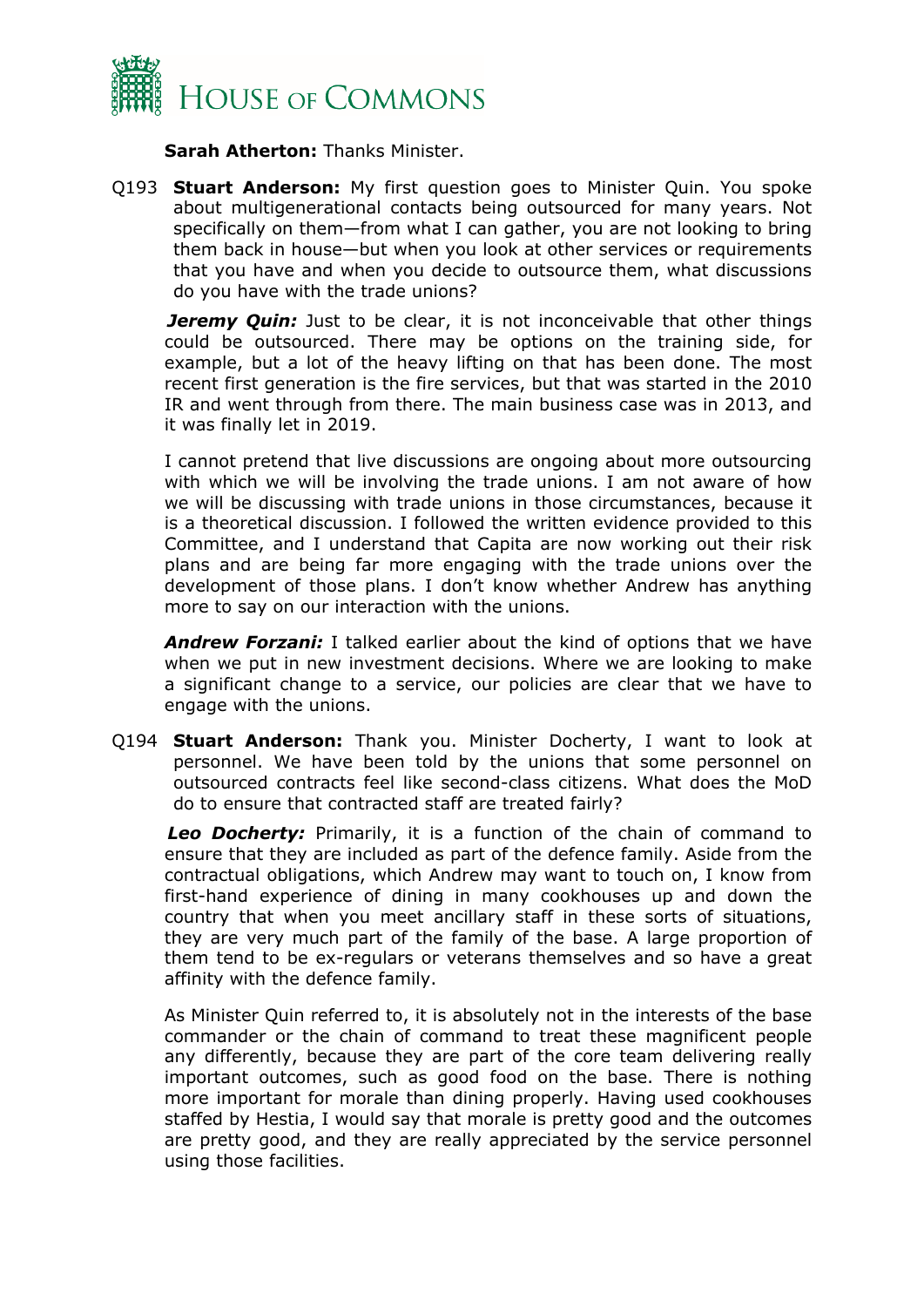**Sarah Atherton:** Thanks Minister.

Q193 **Stuart Anderson:** My first question goes to Minister Quin. You spoke about multigenerational contacts being outsourced for many years. Not specifically on them—from what I can gather, you are not looking to bring them back in house—but when you look at other services or requirements that you have and when you decide to outsource them, what discussions do you have with the trade unions?

***Jeremy Quin:*** Just to be clear, it is not inconceivable that other things could be outsourced. There may be options on the training side, for example, but a lot of the heavy lifting on that has been done. The most recent first generation is the fire services, but that was started in the 2010 IR and went through from there. The main business case was in 2013, and it was finally let in 2019.

I cannot pretend that live discussions are ongoing about more outsourcing with which we will be involving the trade unions. I am not aware of how we will be discussing with trade unions in those circumstances, because it is a theoretical discussion. I followed the written evidence provided to this Committee, and I understand that Capita are now working out their risk plans and are being far more engaging with the trade unions over the development of those plans. I don't know whether Andrew has anything more to say on our interaction with the unions.

***Andrew Forzani:*** I talked earlier about the kind of options that we have when we put in new investment decisions. Where we are looking to make a significant change to a service, our policies are clear that we have to engage with the unions.

Q194 **Stuart Anderson:** Thank you. Minister Docherty, I want to look at personnel. We have been told by the unions that some personnel on outsourced contracts feel like second-class citizens. What does the MoD do to ensure that contracted staff are treated fairly?

***Leo Docherty:*** Primarily, it is a function of the chain of command to ensure that they are included as part of the defence family. Aside from the contractual obligations, which Andrew may want to touch on, I know from first-hand experience of dining in many cookhouses up and down the country that when you meet ancillary staff in these sorts of situations, they are very much part of the family of the base. A large proportion of them tend to be ex-regulars or veterans themselves and so have a great affinity with the defence family.

As Minister Quin referred to, it is absolutely not in the interests of the base commander or the chain of command to treat these magnificent people any differently, because they are part of the core team delivering really important outcomes, such as good food on the base. There is nothing more important for morale than dining properly. Having used cookhouses staffed by Hestia, I would say that morale is pretty good and the outcomes are pretty good, and they are really appreciated by the service personnel using those facilities.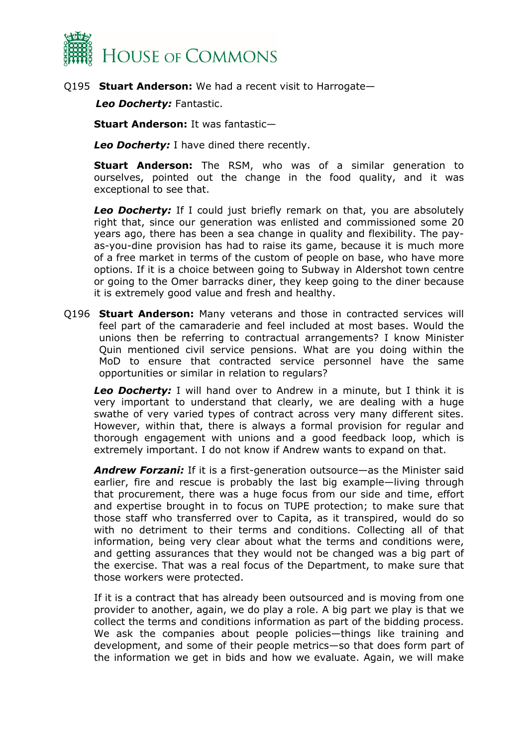Q195 **Stuart Anderson:** We had a recent visit to Harrogate—

***Leo Docherty:*** Fantastic.

**Stuart Anderson:** It was fantastic—

***Leo Docherty:*** I have dined there recently.

**Stuart Anderson:** The RSM, who was of a similar generation to ourselves, pointed out the change in the food quality, and it was exceptional to see that.

***Leo Docherty:*** If I could just briefly remark on that, you are absolutely right that, since our generation was enlisted and commissioned some 20 years ago, there has been a sea change in quality and flexibility. The pay-as-you-dine provision has had to raise its game, because it is much more of a free market in terms of the custom of people on base, who have more options. If it is a choice between going to Subway in Aldershot town centre or going to the Omer barracks diner, they keep going to the diner because it is extremely good value and fresh and healthy.

Q196 **Stuart Anderson:** Many veterans and those in contracted services will feel part of the camaraderie and feel included at most bases. Would the unions then be referring to contractual arrangements? I know Minister Quin mentioned civil service pensions. What are you doing within the MoD to ensure that contracted service personnel have the same opportunities or similar in relation to regulars?

***Leo Docherty:*** I will hand over to Andrew in a minute, but I think it is very important to understand that clearly, we are dealing with a huge swathe of very varied types of contract across very many different sites. However, within that, there is always a formal provision for regular and thorough engagement with unions and a good feedback loop, which is extremely important. I do not know if Andrew wants to expand on that.

***Andrew Forzani:*** If it is a first-generation outsource—as the Minister said earlier, fire and rescue is probably the last big example—living through that procurement, there was a huge focus from our side and time, effort and expertise brought in to focus on TUPE protection; to make sure that those staff who transferred over to Capita, as it transpired, would do so with no detriment to their terms and conditions. Collecting all of that information, being very clear about what the terms and conditions were, and getting assurances that they would not be changed was a big part of the exercise. That was a real focus of the Department, to make sure that those workers were protected.

If it is a contract that has already been outsourced and is moving from one provider to another, again, we do play a role. A big part we play is that we collect the terms and conditions information as part of the bidding process. We ask the companies about people policies—things like training and development, and some of their people metrics—so that does form part of the information we get in bids and how we evaluate. Again, we will make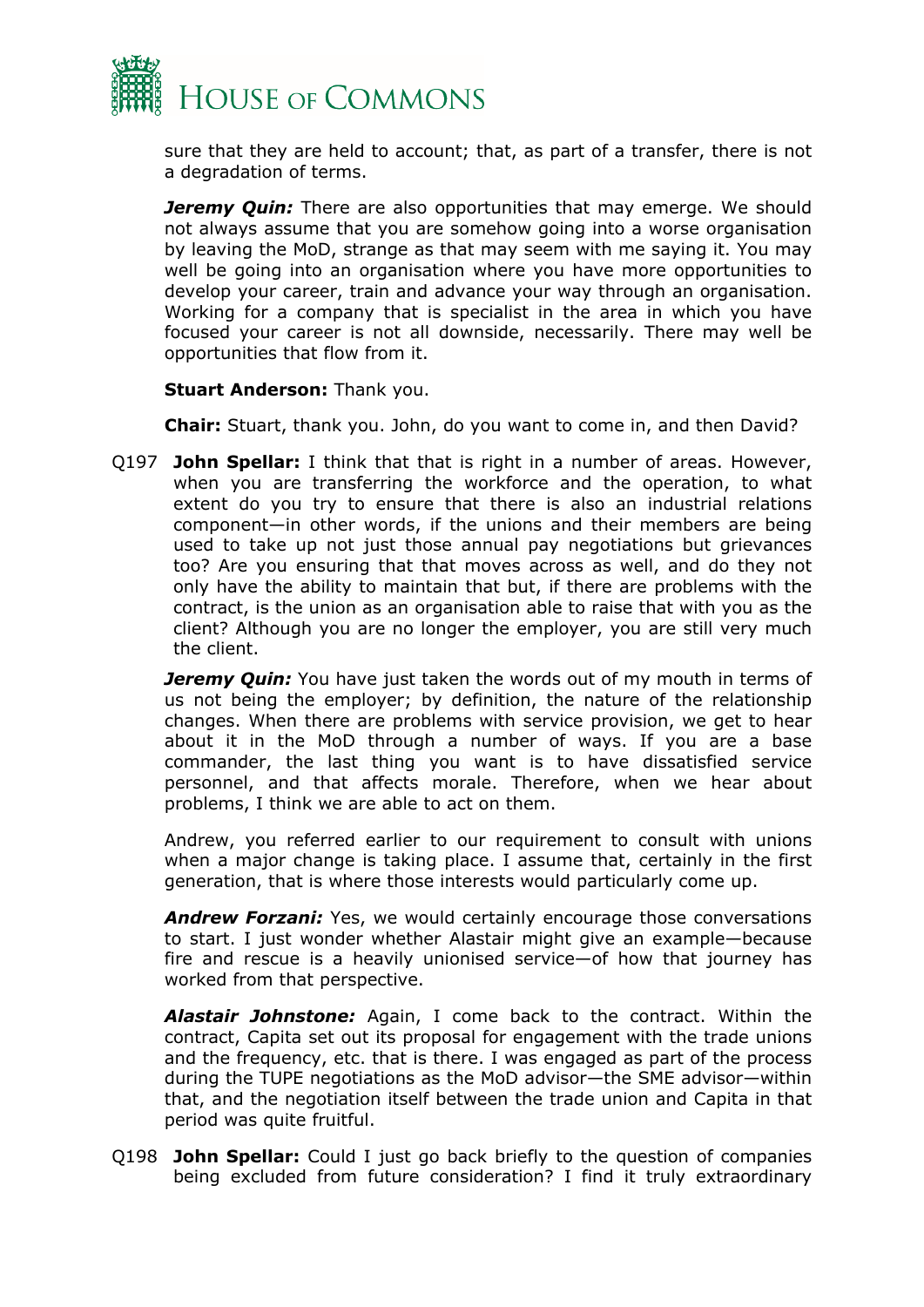sure that they are held to account; that, as part of a transfer, there is not a degradation of terms.

***Jeremy Quin:*** There are also opportunities that may emerge. We should not always assume that you are somehow going into a worse organisation by leaving the MoD, strange as that may seem with me saying it. You may well be going into an organisation where you have more opportunities to develop your career, train and advance your way through an organisation. Working for a company that is specialist in the area in which you have focused your career is not all downside, necessarily. There may well be opportunities that flow from it.

**Stuart Anderson:** Thank you.

**Chair:** Stuart, thank you. John, do you want to come in, and then David?

Q197 **John Spellar:** I think that that is right in a number of areas. However, when you are transferring the workforce and the operation, to what extent do you try to ensure that there is also an industrial relations component—in other words, if the unions and their members are being used to take up not just those annual pay negotiations but grievances too? Are you ensuring that that moves across as well, and do they not only have the ability to maintain that but, if there are problems with the contract, is the union as an organisation able to raise that with you as the client? Although you are no longer the employer, you are still very much the client.

***Jeremy Quin:*** You have just taken the words out of my mouth in terms of us not being the employer; by definition, the nature of the relationship changes. When there are problems with service provision, we get to hear about it in the MoD through a number of ways. If you are a base commander, the last thing you want is to have dissatisfied service personnel, and that affects morale. Therefore, when we hear about problems, I think we are able to act on them.

Andrew, you referred earlier to our requirement to consult with unions when a major change is taking place. I assume that, certainly in the first generation, that is where those interests would particularly come up.

***Andrew Forzani:*** Yes, we would certainly encourage those conversations to start. I just wonder whether Alastair might give an example—because fire and rescue is a heavily unionised service—of how that journey has worked from that perspective.

***Alastair Johnstone:*** Again, I come back to the contract. Within the contract, Capita set out its proposal for engagement with the trade unions and the frequency, etc. that is there. I was engaged as part of the process during the TUPE negotiations as the MoD advisor—the SME advisor—within that, and the negotiation itself between the trade union and Capita in that period was quite fruitful.

Q198 **John Spellar:** Could I just go back briefly to the question of companies being excluded from future consideration? I find it truly extraordinary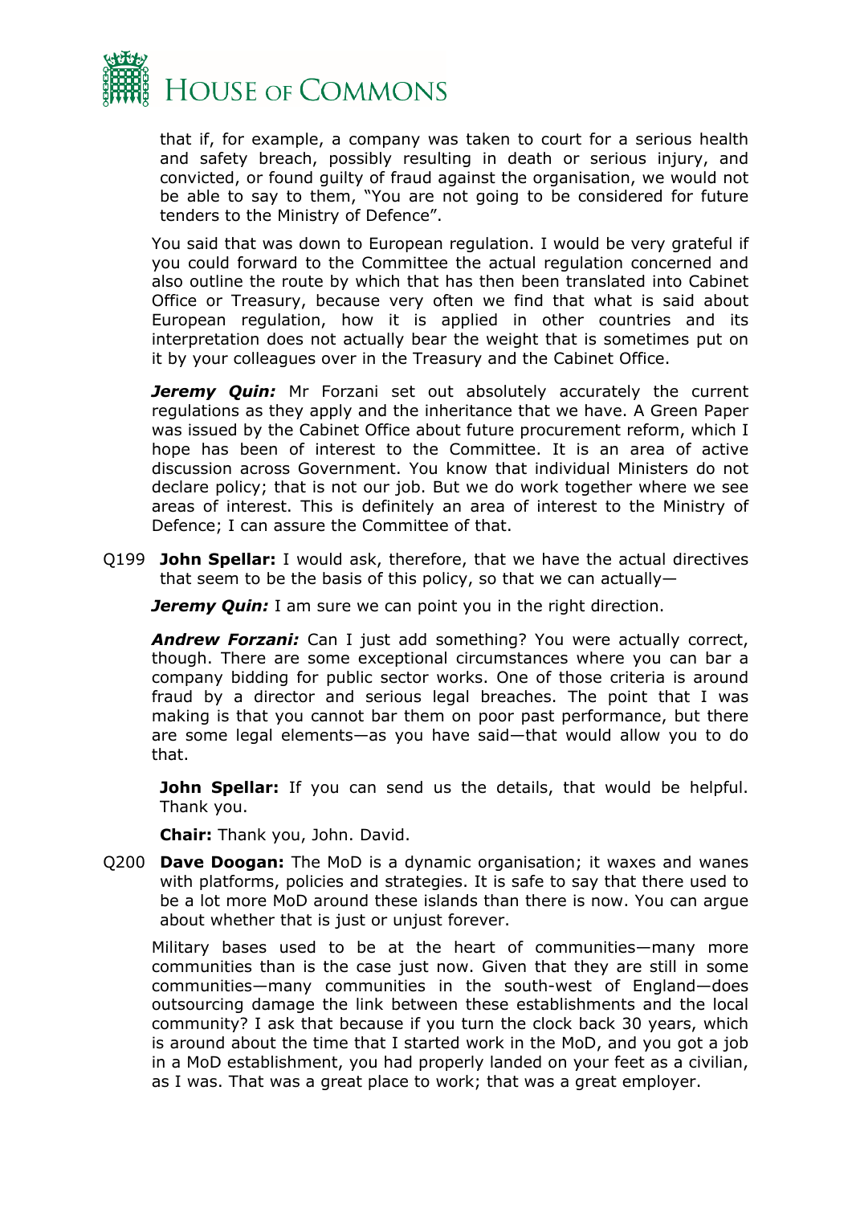that if, for example, a company was taken to court for a serious health and safety breach, possibly resulting in death or serious injury, and convicted, or found guilty of fraud against the organisation, we would not be able to say to them, "You are not going to be considered for future tenders to the Ministry of Defence".

You said that was down to European regulation. I would be very grateful if you could forward to the Committee the actual regulation concerned and also outline the route by which that has then been translated into Cabinet Office or Treasury, because very often we find that what is said about European regulation, how it is applied in other countries and its interpretation does not actually bear the weight that is sometimes put on it by your colleagues over in the Treasury and the Cabinet Office.

***Jeremy Quin:*** Mr Forzani set out absolutely accurately the current regulations as they apply and the inheritance that we have. A Green Paper was issued by the Cabinet Office about future procurement reform, which I hope has been of interest to the Committee. It is an area of active discussion across Government. You know that individual Ministers do not declare policy; that is not our job. But we do work together where we see areas of interest. This is definitely an area of interest to the Ministry of Defence; I can assure the Committee of that.

Q199 **John Spellar:** I would ask, therefore, that we have the actual directives that seem to be the basis of this policy, so that we can actually—

***Jeremy Quin:*** I am sure we can point you in the right direction.

***Andrew Forzani:*** Can I just add something? You were actually correct, though. There are some exceptional circumstances where you can bar a company bidding for public sector works. One of those criteria is around fraud by a director and serious legal breaches. The point that I was making is that you cannot bar them on poor past performance, but there are some legal elements—as you have said—that would allow you to do that.

**John Spellar:** If you can send us the details, that would be helpful. Thank you.

**Chair:** Thank you, John. David.

Q200 **Dave Doogan:** The MoD is a dynamic organisation; it waxes and wanes with platforms, policies and strategies. It is safe to say that there used to be a lot more MoD around these islands than there is now. You can argue about whether that is just or unjust forever.

Military bases used to be at the heart of communities—many more communities than is the case just now. Given that they are still in some communities—many communities in the south-west of England—does outsourcing damage the link between these establishments and the local community? I ask that because if you turn the clock back 30 years, which is around about the time that I started work in the MoD, and you got a job in a MoD establishment, you had properly landed on your feet as a civilian, as I was. That was a great place to work; that was a great employer.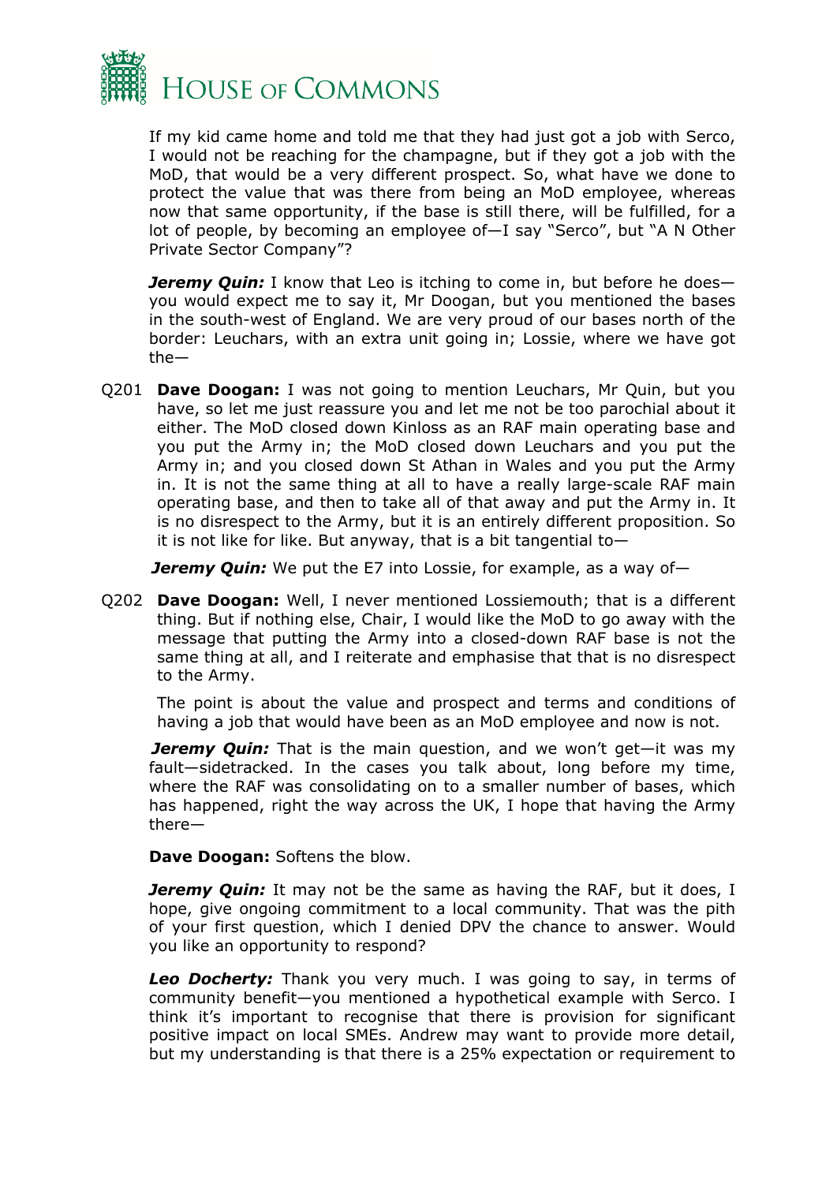If my kid came home and told me that they had just got a job with Serco, I would not be reaching for the champagne, but if they got a job with the MoD, that would be a very different prospect. So, what have we done to protect the value that was there from being an MoD employee, whereas now that same opportunity, if the base is still there, will be fulfilled, for a lot of people, by becoming an employee of—I say "Serco", but "A N Other Private Sector Company"?

***Jeremy Quin:*** I know that Leo is itching to come in, but before he does—you would expect me to say it, Mr Doogan, but you mentioned the bases in the south-west of England. We are very proud of our bases north of the border: Leuchars, with an extra unit going in; Lossie, where we have got the—

Q201 **Dave Doogan:** I was not going to mention Leuchars, Mr Quin, but you have, so let me just reassure you and let me not be too parochial about it either. The MoD closed down Kinloss as an RAF main operating base and you put the Army in; the MoD closed down Leuchars and you put the Army in; and you closed down St Athan in Wales and you put the Army in. It is not the same thing at all to have a really large-scale RAF main operating base, and then to take all of that away and put the Army in. It is no disrespect to the Army, but it is an entirely different proposition. So it is not like for like. But anyway, that is a bit tangential to—

***Jeremy Quin:*** We put the E7 into Lossie, for example, as a way of—

Q202 **Dave Doogan:** Well, I never mentioned Lossiemouth; that is a different thing. But if nothing else, Chair, I would like the MoD to go away with the message that putting the Army into a closed-down RAF base is not the same thing at all, and I reiterate and emphasise that that is no disrespect to the Army.

The point is about the value and prospect and terms and conditions of having a job that would have been as an MoD employee and now is not.

***Jeremy Quin:*** That is the main question, and we won't get—it was my fault—sidetracked. In the cases you talk about, long before my time, where the RAF was consolidating on to a smaller number of bases, which has happened, right the way across the UK, I hope that having the Army there—

**Dave Doogan:** Softens the blow.

***Jeremy Quin:*** It may not be the same as having the RAF, but it does, I hope, give ongoing commitment to a local community. That was the pith of your first question, which I denied DPV the chance to answer. Would you like an opportunity to respond?

***Leo Docherty:*** Thank you very much. I was going to say, in terms of community benefit—you mentioned a hypothetical example with Serco. I think it's important to recognise that there is provision for significant positive impact on local SMEs. Andrew may want to provide more detail, but my understanding is that there is a 25% expectation or requirement to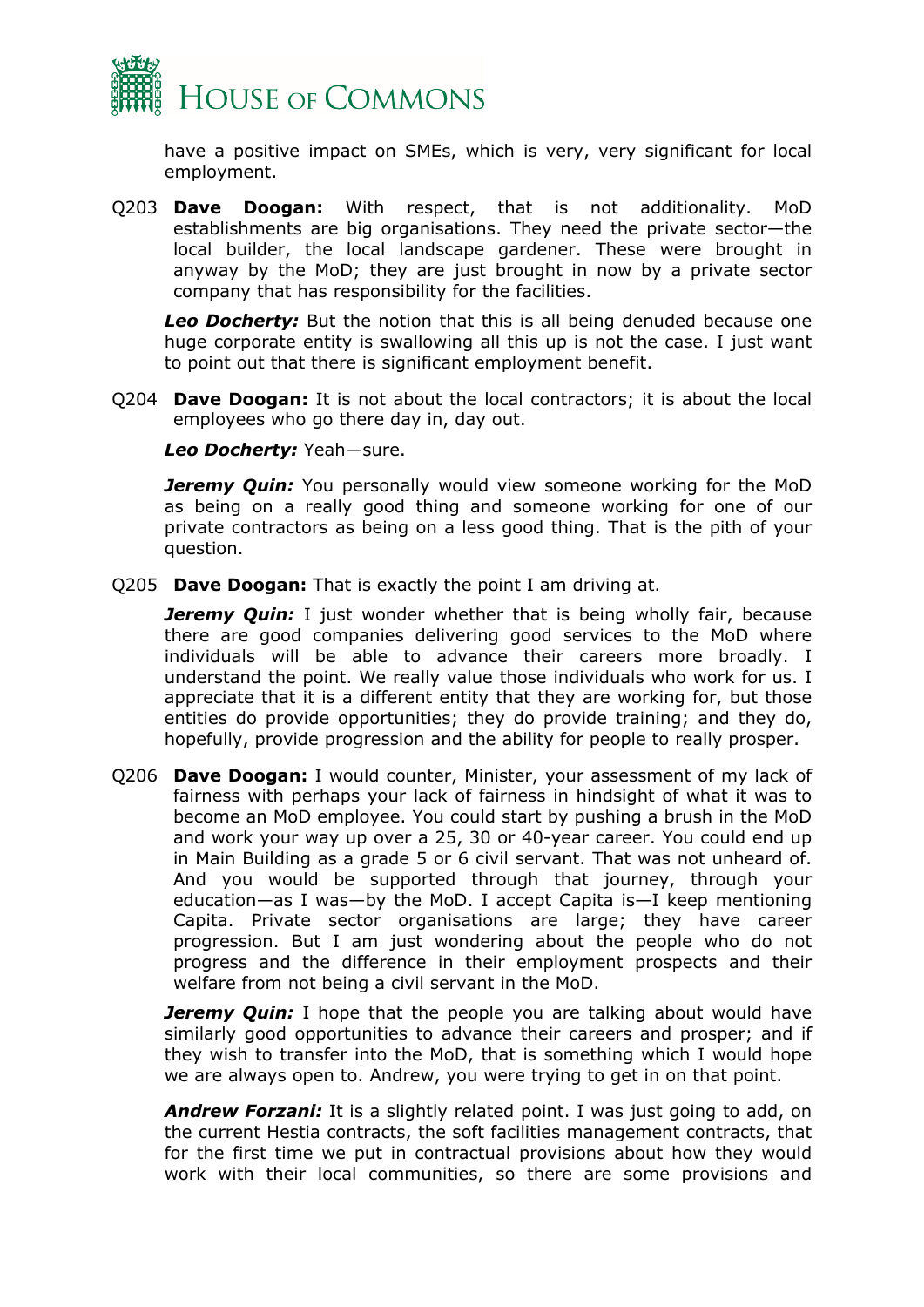have a positive impact on SMEs, which is very, very significant for local employment.

Q203 **Dave Doogan:** With respect, that is not additionality. MoD establishments are big organisations. They need the private sector—the local builder, the local landscape gardener. These were brought in anyway by the MoD; they are just brought in now by a private sector company that has responsibility for the facilities.

***Leo Docherty:*** But the notion that this is all being denuded because one huge corporate entity is swallowing all this up is not the case. I just want to point out that there is significant employment benefit.

Q204 **Dave Doogan:** It is not about the local contractors; it is about the local employees who go there day in, day out.

***Leo Docherty:*** Yeah—sure.

***Jeremy Quin:*** You personally would view someone working for the MoD as being on a really good thing and someone working for one of our private contractors as being on a less good thing. That is the pith of your question.

Q205 **Dave Doogan:** That is exactly the point I am driving at.

***Jeremy Quin:*** I just wonder whether that is being wholly fair, because there are good companies delivering good services to the MoD where individuals will be able to advance their careers more broadly. I understand the point. We really value those individuals who work for us. I appreciate that it is a different entity that they are working for, but those entities do provide opportunities; they do provide training; and they do, hopefully, provide progression and the ability for people to really prosper.

Q206 **Dave Doogan:** I would counter, Minister, your assessment of my lack of fairness with perhaps your lack of fairness in hindsight of what it was to become an MoD employee. You could start by pushing a brush in the MoD and work your way up over a 25, 30 or 40-year career. You could end up in Main Building as a grade 5 or 6 civil servant. That was not unheard of. And you would be supported through that journey, through your education—as I was—by the MoD. I accept Capita is—I keep mentioning Capita. Private sector organisations are large; they have career progression. But I am just wondering about the people who do not progress and the difference in their employment prospects and their welfare from not being a civil servant in the MoD.

***Jeremy Quin:*** I hope that the people you are talking about would have similarly good opportunities to advance their careers and prosper; and if they wish to transfer into the MoD, that is something which I would hope we are always open to. Andrew, you were trying to get in on that point.

***Andrew Forzani:*** It is a slightly related point. I was just going to add, on the current Hestia contracts, the soft facilities management contracts, that for the first time we put in contractual provisions about how they would work with their local communities, so there are some provisions and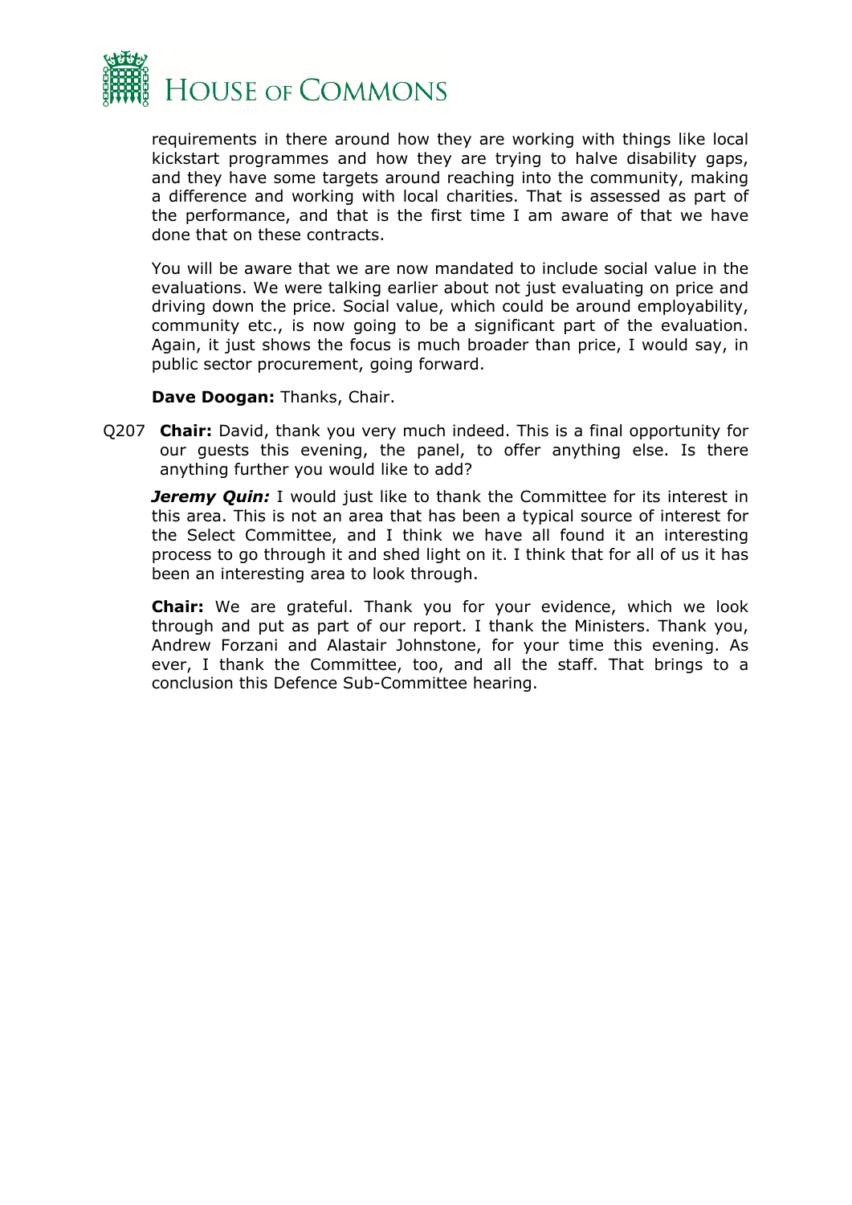requirements in there around how they are working with things like local kickstart programmes and how they are trying to halve disability gaps, and they have some targets around reaching into the community, making a difference and working with local charities. That is assessed as part of the performance, and that is the first time I am aware of that we have done that on these contracts.

You will be aware that we are now mandated to include social value in the evaluations. We were talking earlier about not just evaluating on price and driving down the price. Social value, which could be around employability, community etc., is now going to be a significant part of the evaluation. Again, it just shows the focus is much broader than price, I would say, in public sector procurement, going forward.

**Dave Doogan:** Thanks, Chair.

Q207 **Chair:** David, thank you very much indeed. This is a final opportunity for our guests this evening, the panel, to offer anything else. Is there anything further you would like to add?

***Jeremy Quin:*** I would just like to thank the Committee for its interest in this area. This is not an area that has been a typical source of interest for the Select Committee, and I think we have all found it an interesting process to go through it and shed light on it. I think that for all of us it has been an interesting area to look through.

**Chair:** We are grateful. Thank you for your evidence, which we look through and put as part of our report. I thank the Ministers. Thank you, Andrew Forzani and Alastair Johnstone, for your time this evening. As ever, I thank the Committee, too, and all the staff. That brings to a conclusion this Defence Sub-Committee hearing.